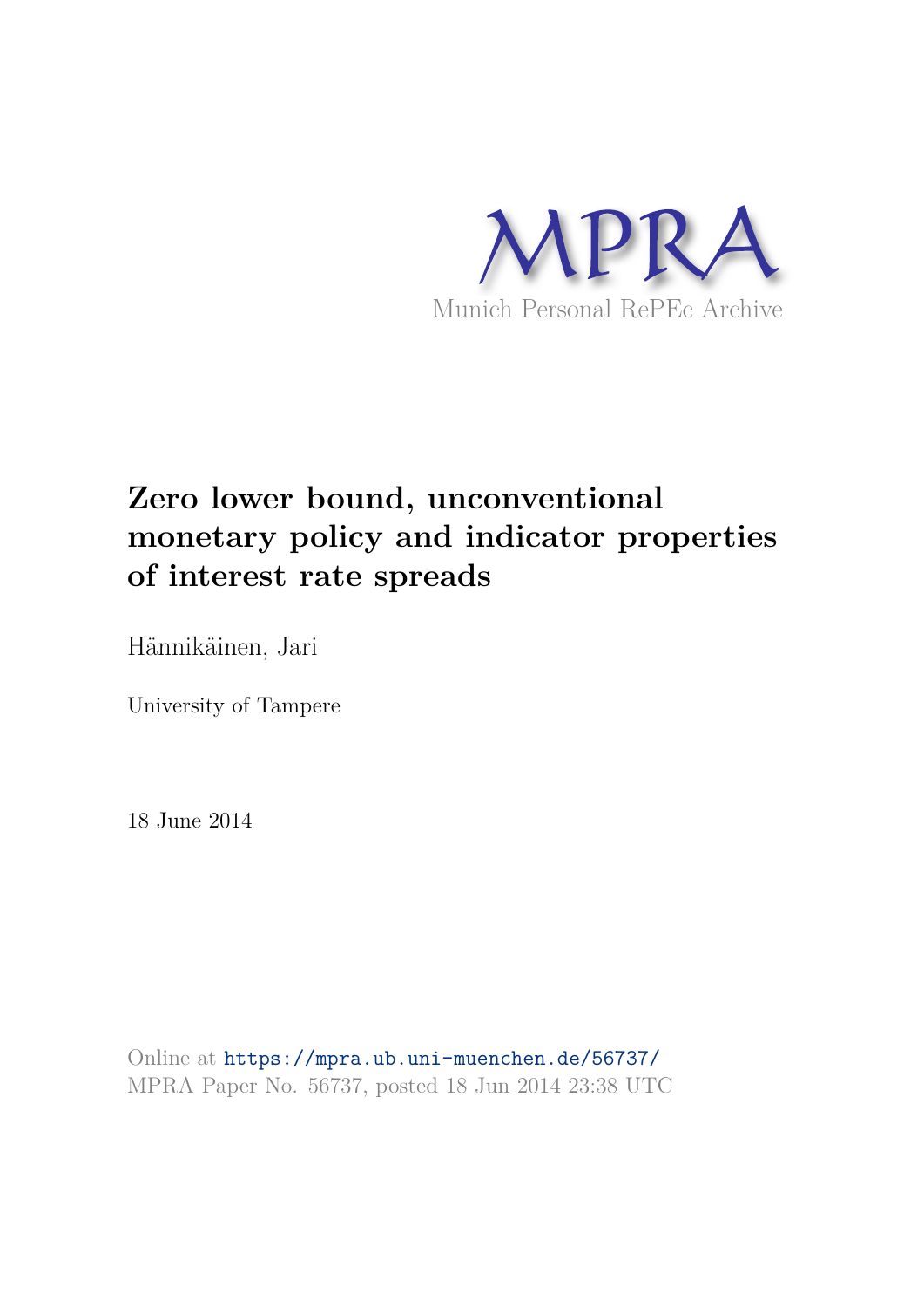MPRA

Munich Personal RePEc Archive

# Zero lower bound, unconventional monetary policy and indicator properties of interest rate spreads

Hännikäinen, Jari

University of Tampere

18 June 2014

Online at https://mpra.ub.uni-muenchen.de/56737/
MPRA Paper No. 56737, posted 18 Jun 2014 23:38 UTC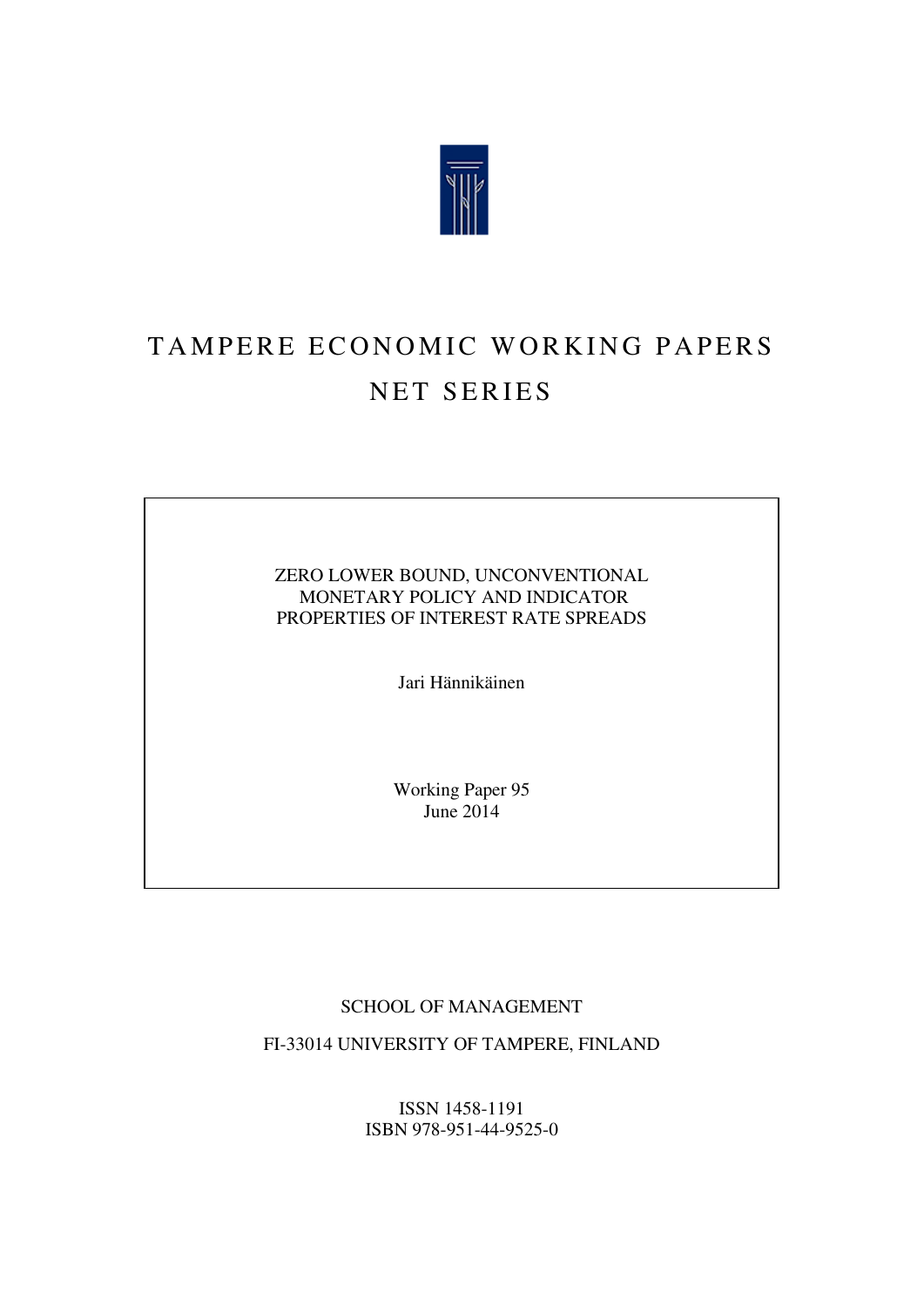# TAMPERE ECONOMIC WORKING PAPERS
# NET SERIES

ZERO LOWER BOUND, UNCONVENTIONAL MONETARY POLICY AND INDICATOR PROPERTIES OF INTEREST RATE SPREADS

Jari Hännikäinen

Working Paper 95
June 2014

SCHOOL OF MANAGEMENT

FI-33014 UNIVERSITY OF TAMPERE, FINLAND

ISSN 1458-1191
ISBN 978-951-44-9525-0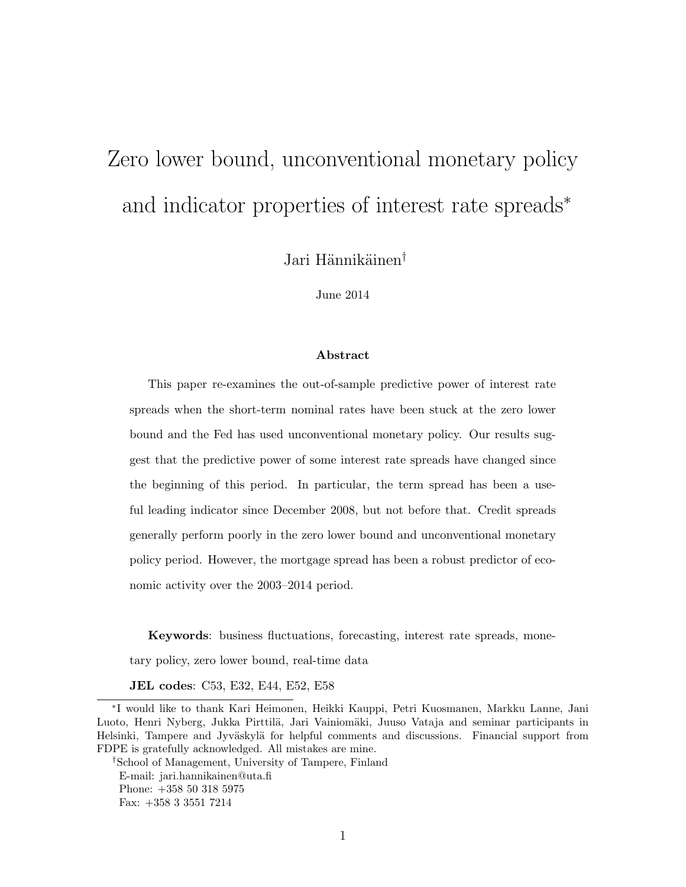# Zero lower bound, unconventional monetary policy and indicator properties of interest rate spreads[*]

Jari Hännikäinen[†]

June 2014

**Abstract**

This paper re-examines the out-of-sample predictive power of interest rate spreads when the short-term nominal rates have been stuck at the zero lower bound and the Fed has used unconventional monetary policy. Our results suggest that the predictive power of some interest rate spreads have changed since the beginning of this period. In particular, the term spread has been a useful leading indicator since December 2008, but not before that. Credit spreads generally perform poorly in the zero lower bound and unconventional monetary policy period. However, the mortgage spread has been a robust predictor of economic activity over the 2003–2014 period.

**Keywords**: business fluctuations, forecasting, interest rate spreads, monetary policy, zero lower bound, real-time data

**JEL codes**: C53, E32, E44, E52, E58

---

[*]I would like to thank Kari Heimonen, Heikki Kauppi, Petri Kuosmanen, Markku Lanne, Jani Luoto, Henri Nyberg, Jukka Pirttilä, Jari Vainiomäki, Juuso Vataja and seminar participants in Helsinki, Tampere and Jyväskylä for helpful comments and discussions. Financial support from FDPE is gratefully acknowledged. All mistakes are mine.

[†]School of Management, University of Tampere, Finland
E-mail: jari.hannikainen@uta.fi
Phone: +358 50 318 5975
Fax: +358 3 3551 7214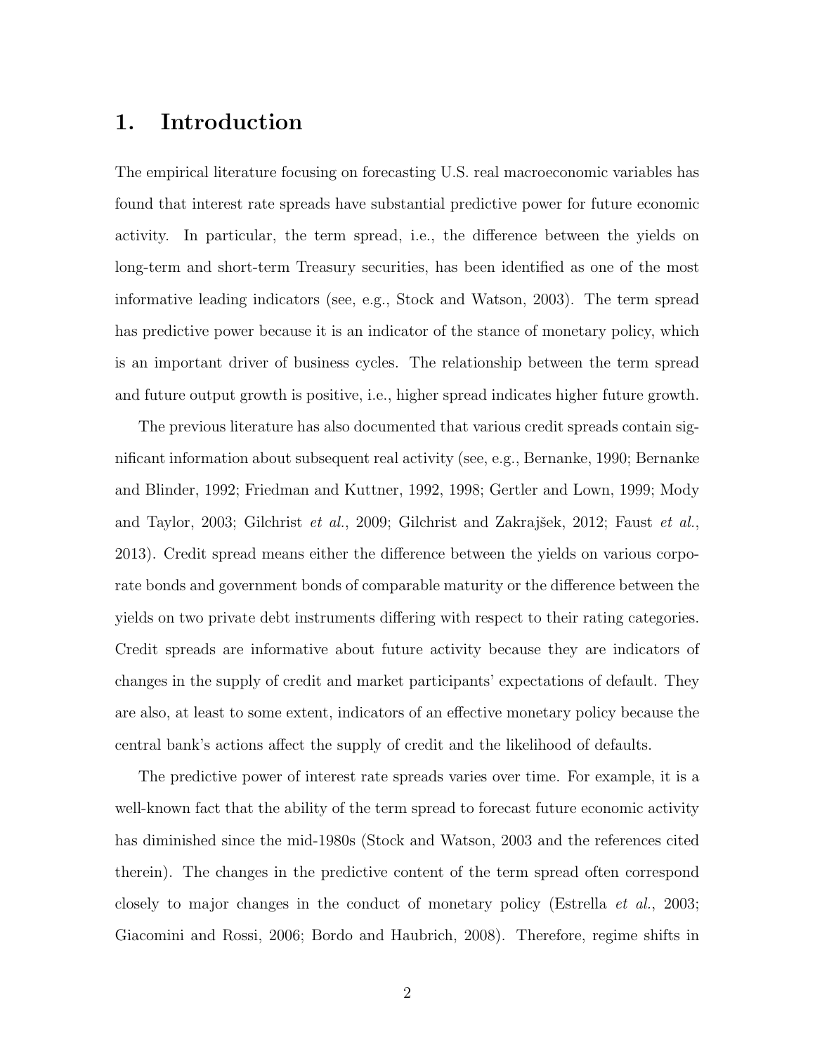# 1. Introduction

The empirical literature focusing on forecasting U.S. real macroeconomic variables has found that interest rate spreads have substantial predictive power for future economic activity. In particular, the term spread, i.e., the difference between the yields on long-term and short-term Treasury securities, has been identified as one of the most informative leading indicators (see, e.g., Stock and Watson, 2003). The term spread has predictive power because it is an indicator of the stance of monetary policy, which is an important driver of business cycles. The relationship between the term spread and future output growth is positive, i.e., higher spread indicates higher future growth.

The previous literature has also documented that various credit spreads contain significant information about subsequent real activity (see, e.g., Bernanke, 1990; Bernanke and Blinder, 1992; Friedman and Kuttner, 1992, 1998; Gertler and Lown, 1999; Mody and Taylor, 2003; Gilchrist *et al.*, 2009; Gilchrist and Zakrajšek, 2012; Faust *et al.*, 2013). Credit spread means either the difference between the yields on various corporate bonds and government bonds of comparable maturity or the difference between the yields on two private debt instruments differing with respect to their rating categories. Credit spreads are informative about future activity because they are indicators of changes in the supply of credit and market participants' expectations of default. They are also, at least to some extent, indicators of an effective monetary policy because the central bank's actions affect the supply of credit and the likelihood of defaults.

The predictive power of interest rate spreads varies over time. For example, it is a well-known fact that the ability of the term spread to forecast future economic activity has diminished since the mid-1980s (Stock and Watson, 2003 and the references cited therein). The changes in the predictive content of the term spread often correspond closely to major changes in the conduct of monetary policy (Estrella *et al.*, 2003; Giacomini and Rossi, 2006; Bordo and Haubrich, 2008). Therefore, regime shifts in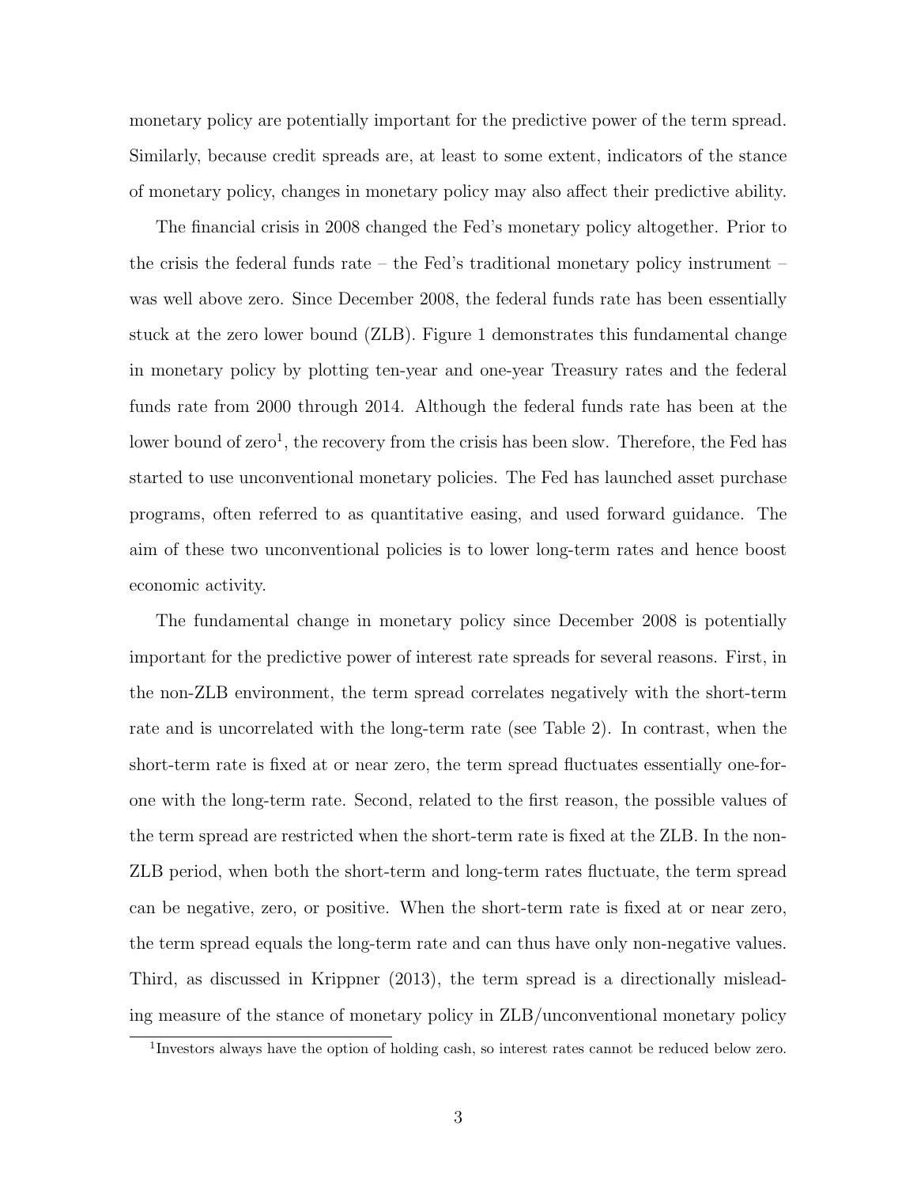monetary policy are potentially important for the predictive power of the term spread. Similarly, because credit spreads are, at least to some extent, indicators of the stance of monetary policy, changes in monetary policy may also affect their predictive ability.

The financial crisis in 2008 changed the Fed's monetary policy altogether. Prior to the crisis the federal funds rate – the Fed's traditional monetary policy instrument – was well above zero. Since December 2008, the federal funds rate has been essentially stuck at the zero lower bound (ZLB). Figure 1 demonstrates this fundamental change in monetary policy by plotting ten-year and one-year Treasury rates and the federal funds rate from 2000 through 2014. Although the federal funds rate has been at the lower bound of zero[1], the recovery from the crisis has been slow. Therefore, the Fed has started to use unconventional monetary policies. The Fed has launched asset purchase programs, often referred to as quantitative easing, and used forward guidance. The aim of these two unconventional policies is to lower long-term rates and hence boost economic activity.

The fundamental change in monetary policy since December 2008 is potentially important for the predictive power of interest rate spreads for several reasons. First, in the non-ZLB environment, the term spread correlates negatively with the short-term rate and is uncorrelated with the long-term rate (see Table 2). In contrast, when the short-term rate is fixed at or near zero, the term spread fluctuates essentially one-for-one with the long-term rate. Second, related to the first reason, the possible values of the term spread are restricted when the short-term rate is fixed at the ZLB. In the non-ZLB period, when both the short-term and long-term rates fluctuate, the term spread can be negative, zero, or positive. When the short-term rate is fixed at or near zero, the term spread equals the long-term rate and can thus have only non-negative values. Third, as discussed in Krippner (2013), the term spread is a directionally misleading measure of the stance of monetary policy in ZLB/unconventional monetary policy

[1] Investors always have the option of holding cash, so interest rates cannot be reduced below zero.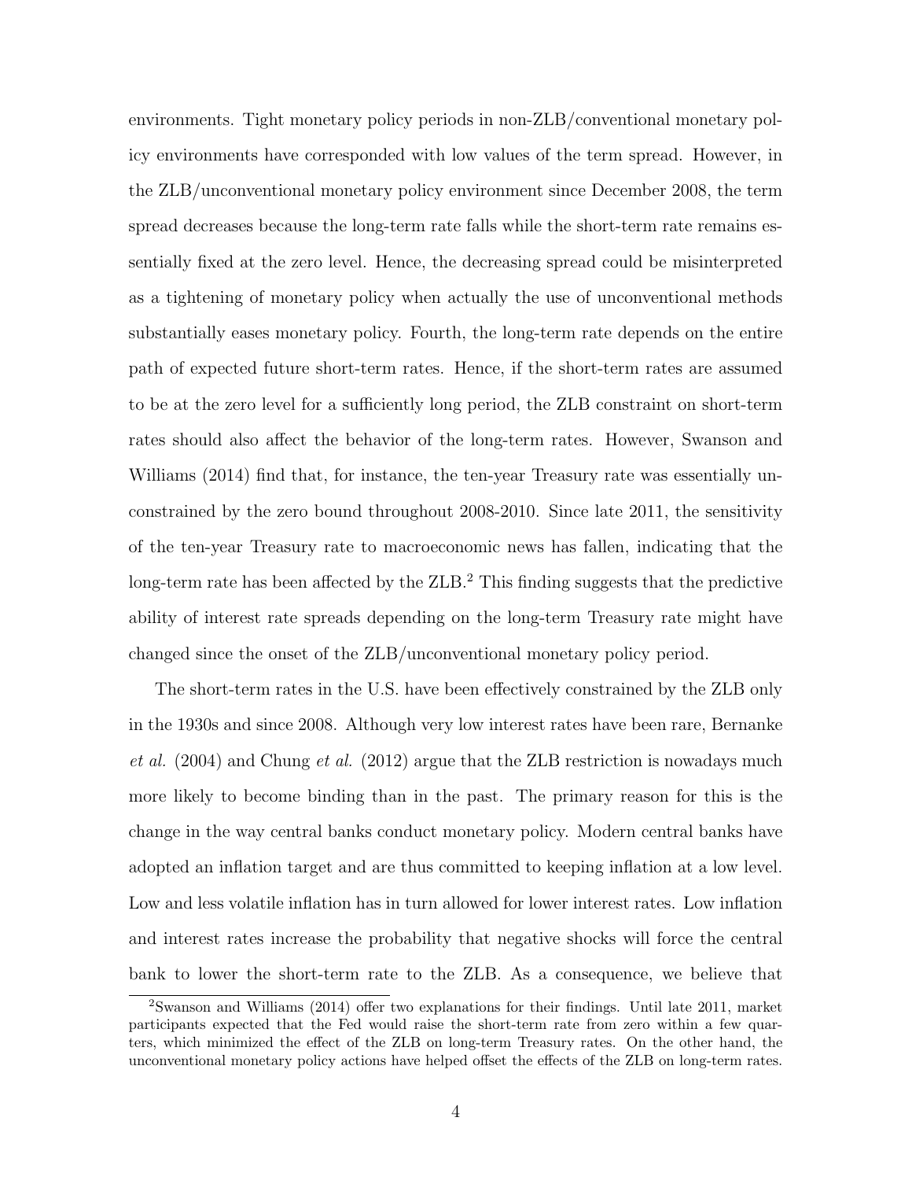environments. Tight monetary policy periods in non-ZLB/conventional monetary policy environments have corresponded with low values of the term spread. However, in the ZLB/unconventional monetary policy environment since December 2008, the term spread decreases because the long-term rate falls while the short-term rate remains essentially fixed at the zero level. Hence, the decreasing spread could be misinterpreted as a tightening of monetary policy when actually the use of unconventional methods substantially eases monetary policy. Fourth, the long-term rate depends on the entire path of expected future short-term rates. Hence, if the short-term rates are assumed to be at the zero level for a sufficiently long period, the ZLB constraint on short-term rates should also affect the behavior of the long-term rates. However, Swanson and Williams (2014) find that, for instance, the ten-year Treasury rate was essentially unconstrained by the zero bound throughout 2008-2010. Since late 2011, the sensitivity of the ten-year Treasury rate to macroeconomic news has fallen, indicating that the long-term rate has been affected by the ZLB.[2] This finding suggests that the predictive ability of interest rate spreads depending on the long-term Treasury rate might have changed since the onset of the ZLB/unconventional monetary policy period.

The short-term rates in the U.S. have been effectively constrained by the ZLB only in the 1930s and since 2008. Although very low interest rates have been rare, Bernanke *et al.* (2004) and Chung *et al.* (2012) argue that the ZLB restriction is nowadays much more likely to become binding than in the past. The primary reason for this is the change in the way central banks conduct monetary policy. Modern central banks have adopted an inflation target and are thus committed to keeping inflation at a low level. Low and less volatile inflation has in turn allowed for lower interest rates. Low inflation and interest rates increase the probability that negative shocks will force the central bank to lower the short-term rate to the ZLB. As a consequence, we believe that

[2] Swanson and Williams (2014) offer two explanations for their findings. Until late 2011, market participants expected that the Fed would raise the short-term rate from zero within a few quarters, which minimized the effect of the ZLB on long-term Treasury rates. On the other hand, the unconventional monetary policy actions have helped offset the effects of the ZLB on long-term rates.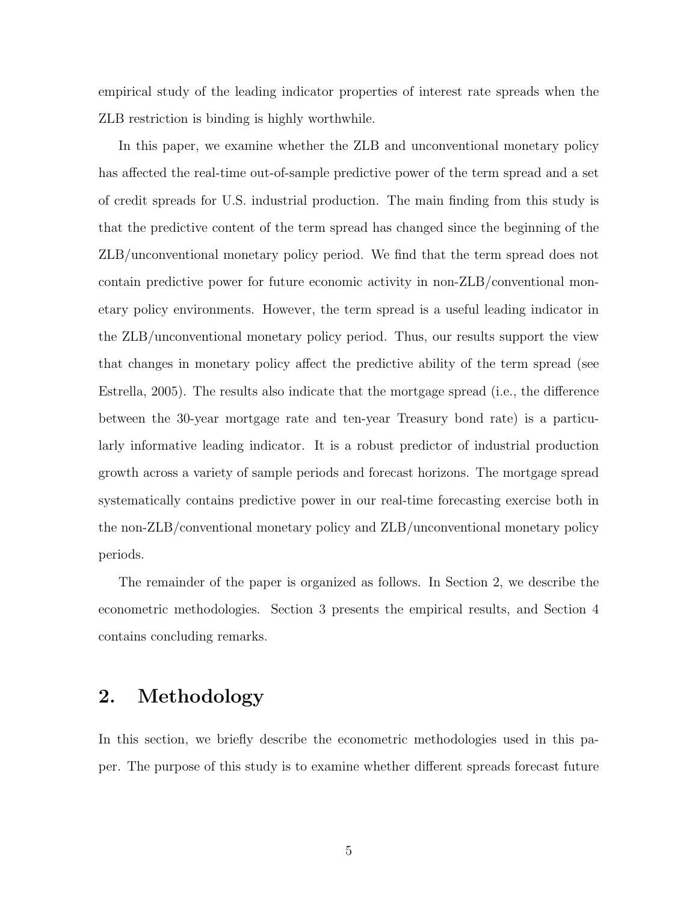empirical study of the leading indicator properties of interest rate spreads when the ZLB restriction is binding is highly worthwhile.

In this paper, we examine whether the ZLB and unconventional monetary policy has affected the real-time out-of-sample predictive power of the term spread and a set of credit spreads for U.S. industrial production. The main finding from this study is that the predictive content of the term spread has changed since the beginning of the ZLB/unconventional monetary policy period. We find that the term spread does not contain predictive power for future economic activity in non-ZLB/conventional monetary policy environments. However, the term spread is a useful leading indicator in the ZLB/unconventional monetary policy period. Thus, our results support the view that changes in monetary policy affect the predictive ability of the term spread (see Estrella, 2005). The results also indicate that the mortgage spread (i.e., the difference between the 30-year mortgage rate and ten-year Treasury bond rate) is a particularly informative leading indicator. It is a robust predictor of industrial production growth across a variety of sample periods and forecast horizons. The mortgage spread systematically contains predictive power in our real-time forecasting exercise both in the non-ZLB/conventional monetary policy and ZLB/unconventional monetary policy periods.

The remainder of the paper is organized as follows. In Section 2, we describe the econometric methodologies. Section 3 presents the empirical results, and Section 4 contains concluding remarks.

## 2. Methodology

In this section, we briefly describe the econometric methodologies used in this paper. The purpose of this study is to examine whether different spreads forecast future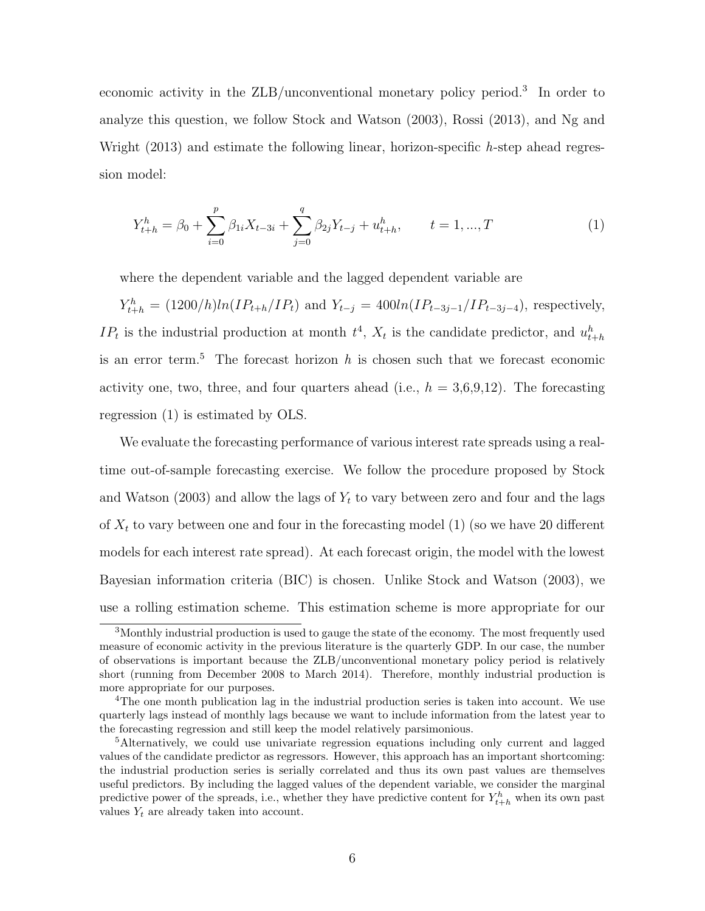economic activity in the ZLB/unconventional monetary policy period.[3] In order to analyze this question, we follow Stock and Watson (2003), Rossi (2013), and Ng and Wright (2013) and estimate the following linear, horizon-specific $h$-step ahead regression model:

$$Y_{t+h}^{h} = \beta_0 + \sum_{i=0}^{p} \beta_{1i} X_{t-3i} + \sum_{j=0}^{q} \beta_{2j} Y_{t-j} + u_{t+h}^{h}, \qquad t = 1, ..., T \tag{1}$$

where the dependent variable and the lagged dependent variable are

$Y_{t+h}^{h} = (1200/h) ln(IP_{t+h}/IP_t)$ and $Y_{t-j} = 400 ln(IP_{t-3j-1}/IP_{t-3j-4})$, respectively, $IP_t$ is the industrial production at month $t$[4], $X_t$ is the candidate predictor, and $u_{t+h}^{h}$ is an error term.[5] The forecast horizon $h$ is chosen such that we forecast economic activity one, two, three, and four quarters ahead (i.e., $h$ = 3,6,9,12). The forecasting regression (1) is estimated by OLS.

We evaluate the forecasting performance of various interest rate spreads using a real-time out-of-sample forecasting exercise. We follow the procedure proposed by Stock and Watson (2003) and allow the lags of $Y_t$ to vary between zero and four and the lags of $X_t$ to vary between one and four in the forecasting model (1) (so we have 20 different models for each interest rate spread). At each forecast origin, the model with the lowest Bayesian information criteria (BIC) is chosen. Unlike Stock and Watson (2003), we use a rolling estimation scheme. This estimation scheme is more appropriate for our

---

[3] Monthly industrial production is used to gauge the state of the economy. The most frequently used measure of economic activity in the previous literature is the quarterly GDP. In our case, the number of observations is important because the ZLB/unconventional monetary policy period is relatively short (running from December 2008 to March 2014). Therefore, monthly industrial production is more appropriate for our purposes.

[4] The one month publication lag in the industrial production series is taken into account. We use quarterly lags instead of monthly lags because we want to include information from the latest year to the forecasting regression and still keep the model relatively parsimonious.

[5] Alternatively, we could use univariate regression equations including only current and lagged values of the candidate predictor as regressors. However, this approach has an important shortcoming: the industrial production series is serially correlated and thus its own past values are themselves useful predictors. By including the lagged values of the dependent variable, we consider the marginal predictive power of the spreads, i.e., whether they have predictive content for $Y_{t+h}^{h}$ when its own past values $Y_t$ are already taken into account.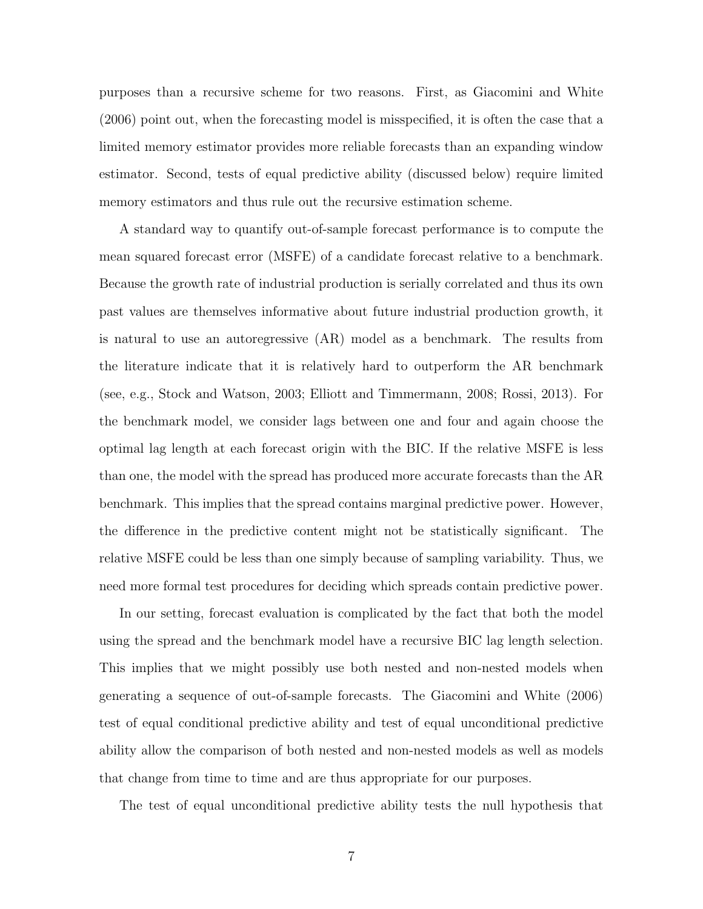purposes than a recursive scheme for two reasons. First, as Giacomini and White (2006) point out, when the forecasting model is misspecified, it is often the case that a limited memory estimator provides more reliable forecasts than an expanding window estimator. Second, tests of equal predictive ability (discussed below) require limited memory estimators and thus rule out the recursive estimation scheme.

A standard way to quantify out-of-sample forecast performance is to compute the mean squared forecast error (MSFE) of a candidate forecast relative to a benchmark. Because the growth rate of industrial production is serially correlated and thus its own past values are themselves informative about future industrial production growth, it is natural to use an autoregressive (AR) model as a benchmark. The results from the literature indicate that it is relatively hard to outperform the AR benchmark (see, e.g., Stock and Watson, 2003; Elliott and Timmermann, 2008; Rossi, 2013). For the benchmark model, we consider lags between one and four and again choose the optimal lag length at each forecast origin with the BIC. If the relative MSFE is less than one, the model with the spread has produced more accurate forecasts than the AR benchmark. This implies that the spread contains marginal predictive power. However, the difference in the predictive content might not be statistically significant. The relative MSFE could be less than one simply because of sampling variability. Thus, we need more formal test procedures for deciding which spreads contain predictive power.

In our setting, forecast evaluation is complicated by the fact that both the model using the spread and the benchmark model have a recursive BIC lag length selection. This implies that we might possibly use both nested and non-nested models when generating a sequence of out-of-sample forecasts. The Giacomini and White (2006) test of equal conditional predictive ability and test of equal unconditional predictive ability allow the comparison of both nested and non-nested models as well as models that change from time to time and are thus appropriate for our purposes.

The test of equal unconditional predictive ability tests the null hypothesis that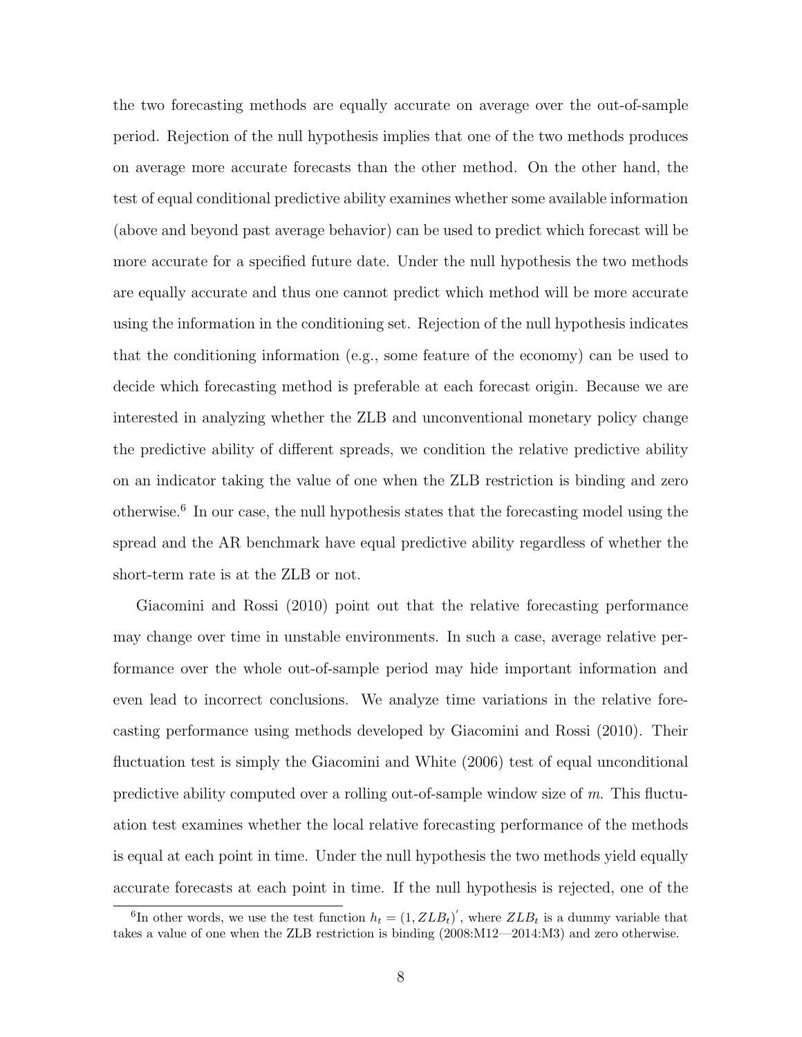the two forecasting methods are equally accurate on average over the out-of-sample period. Rejection of the null hypothesis implies that one of the two methods produces on average more accurate forecasts than the other method. On the other hand, the test of equal conditional predictive ability examines whether some available information (above and beyond past average behavior) can be used to predict which forecast will be more accurate for a specified future date. Under the null hypothesis the two methods are equally accurate and thus one cannot predict which method will be more accurate using the information in the conditioning set. Rejection of the null hypothesis indicates that the conditioning information (e.g., some feature of the economy) can be used to decide which forecasting method is preferable at each forecast origin. Because we are interested in analyzing whether the ZLB and unconventional monetary policy change the predictive ability of different spreads, we condition the relative predictive ability on an indicator taking the value of one when the ZLB restriction is binding and zero otherwise.[6] In our case, the null hypothesis states that the forecasting model using the spread and the AR benchmark have equal predictive ability regardless of whether the short-term rate is at the ZLB or not.

Giacomini and Rossi (2010) point out that the relative forecasting performance may change over time in unstable environments. In such a case, average relative performance over the whole out-of-sample period may hide important information and even lead to incorrect conclusions. We analyze time variations in the relative forecasting performance using methods developed by Giacomini and Rossi (2010). Their fluctuation test is simply the Giacomini and White (2006) test of equal unconditional predictive ability computed over a rolling out-of-sample window size of $m$. This fluctuation test examines whether the local relative forecasting performance of the methods is equal at each point in time. Under the null hypothesis the two methods yield equally accurate forecasts at each point in time. If the null hypothesis is rejected, one of the

[6] In other words, we use the test function $h_t = (1, ZLB_t)'$, where $ZLB_t$ is a dummy variable that takes a value of one when the ZLB restriction is binding (2008:M12—2014:M3) and zero otherwise.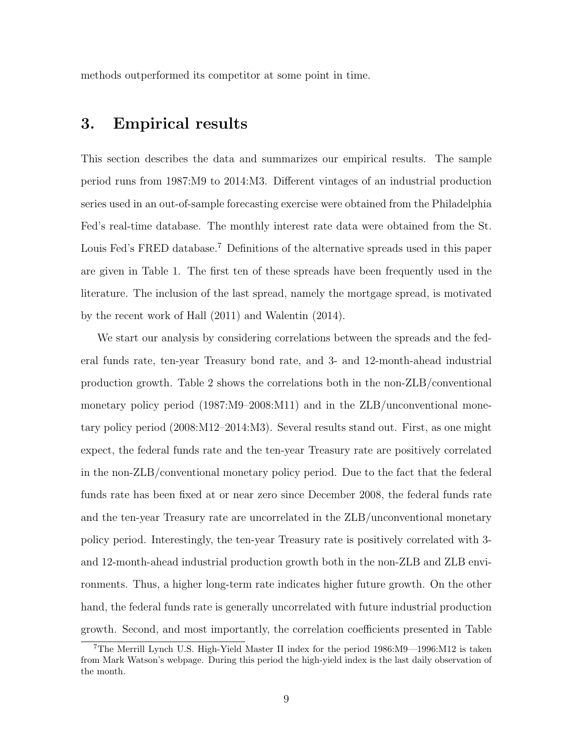methods outperformed its competitor at some point in time.

## 3. Empirical results

This section describes the data and summarizes our empirical results. The sample period runs from 1987:M9 to 2014:M3. Different vintages of an industrial production series used in an out-of-sample forecasting exercise were obtained from the Philadelphia Fed's real-time database. The monthly interest rate data were obtained from the St. Louis Fed's FRED database.[7] Definitions of the alternative spreads used in this paper are given in Table 1. The first ten of these spreads have been frequently used in the literature. The inclusion of the last spread, namely the mortgage spread, is motivated by the recent work of Hall (2011) and Walentin (2014).

We start our analysis by considering correlations between the spreads and the federal funds rate, ten-year Treasury bond rate, and 3- and 12-month-ahead industrial production growth. Table 2 shows the correlations both in the non-ZLB/conventional monetary policy period (1987:M9–2008:M11) and in the ZLB/unconventional monetary policy period (2008:M12–2014:M3). Several results stand out. First, as one might expect, the federal funds rate and the ten-year Treasury rate are positively correlated in the non-ZLB/conventional monetary policy period. Due to the fact that the federal funds rate has been fixed at or near zero since December 2008, the federal funds rate and the ten-year Treasury rate are uncorrelated in the ZLB/unconventional monetary policy period. Interestingly, the ten-year Treasury rate is positively correlated with 3- and 12-month-ahead industrial production growth both in the non-ZLB and ZLB environments. Thus, a higher long-term rate indicates higher future growth. On the other hand, the federal funds rate is generally uncorrelated with future industrial production growth. Second, and most importantly, the correlation coefficients presented in Table

[7] The Merrill Lynch U.S. High-Yield Master II index for the period 1986:M9—1996:M12 is taken from Mark Watson's webpage. During this period the high-yield index is the last daily observation of the month.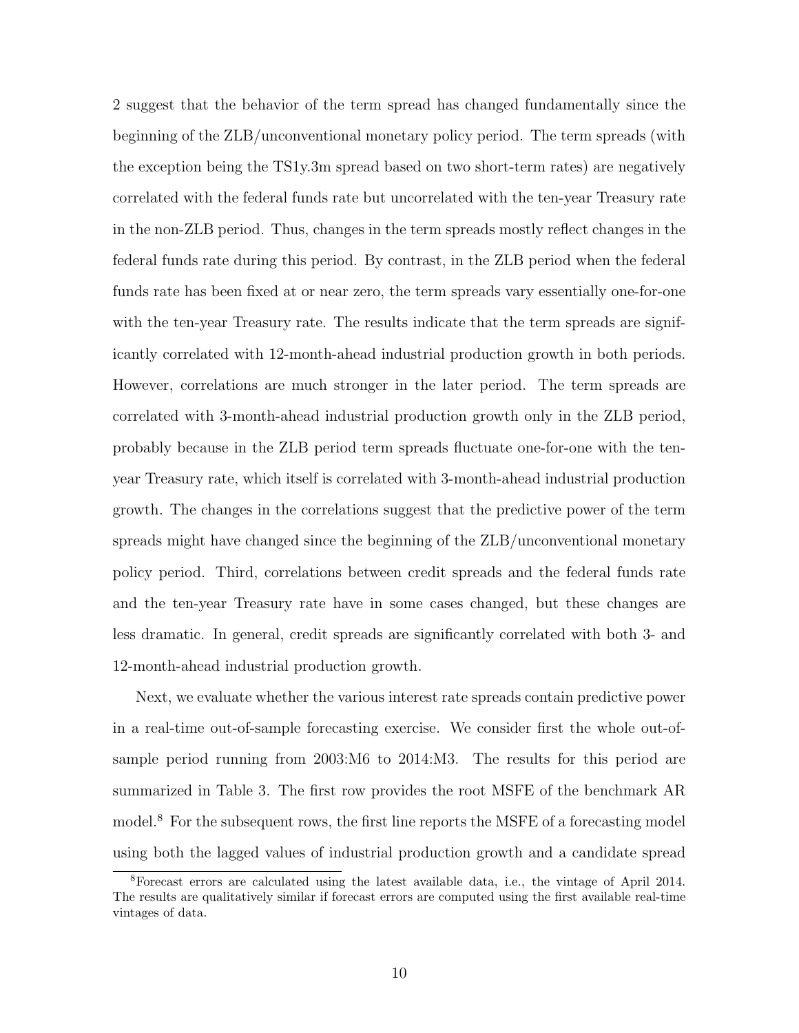2 suggest that the behavior of the term spread has changed fundamentally since the beginning of the ZLB/unconventional monetary policy period. The term spreads (with the exception being the TS1y.3m spread based on two short-term rates) are negatively correlated with the federal funds rate but uncorrelated with the ten-year Treasury rate in the non-ZLB period. Thus, changes in the term spreads mostly reflect changes in the federal funds rate during this period. By contrast, in the ZLB period when the federal funds rate has been fixed at or near zero, the term spreads vary essentially one-for-one with the ten-year Treasury rate. The results indicate that the term spreads are significantly correlated with 12-month-ahead industrial production growth in both periods. However, correlations are much stronger in the later period. The term spreads are correlated with 3-month-ahead industrial production growth only in the ZLB period, probably because in the ZLB period term spreads fluctuate one-for-one with the ten-year Treasury rate, which itself is correlated with 3-month-ahead industrial production growth. The changes in the correlations suggest that the predictive power of the term spreads might have changed since the beginning of the ZLB/unconventional monetary policy period. Third, correlations between credit spreads and the federal funds rate and the ten-year Treasury rate have in some cases changed, but these changes are less dramatic. In general, credit spreads are significantly correlated with both 3- and 12-month-ahead industrial production growth.

Next, we evaluate whether the various interest rate spreads contain predictive power in a real-time out-of-sample forecasting exercise. We consider first the whole out-of-sample period running from 2003:M6 to 2014:M3. The results for this period are summarized in Table 3. The first row provides the root MSFE of the benchmark AR model.[8] For the subsequent rows, the first line reports the MSFE of a forecasting model using both the lagged values of industrial production growth and a candidate spread

[8]Forecast errors are calculated using the latest available data, i.e., the vintage of April 2014. The results are qualitatively similar if forecast errors are computed using the first available real-time vintages of data.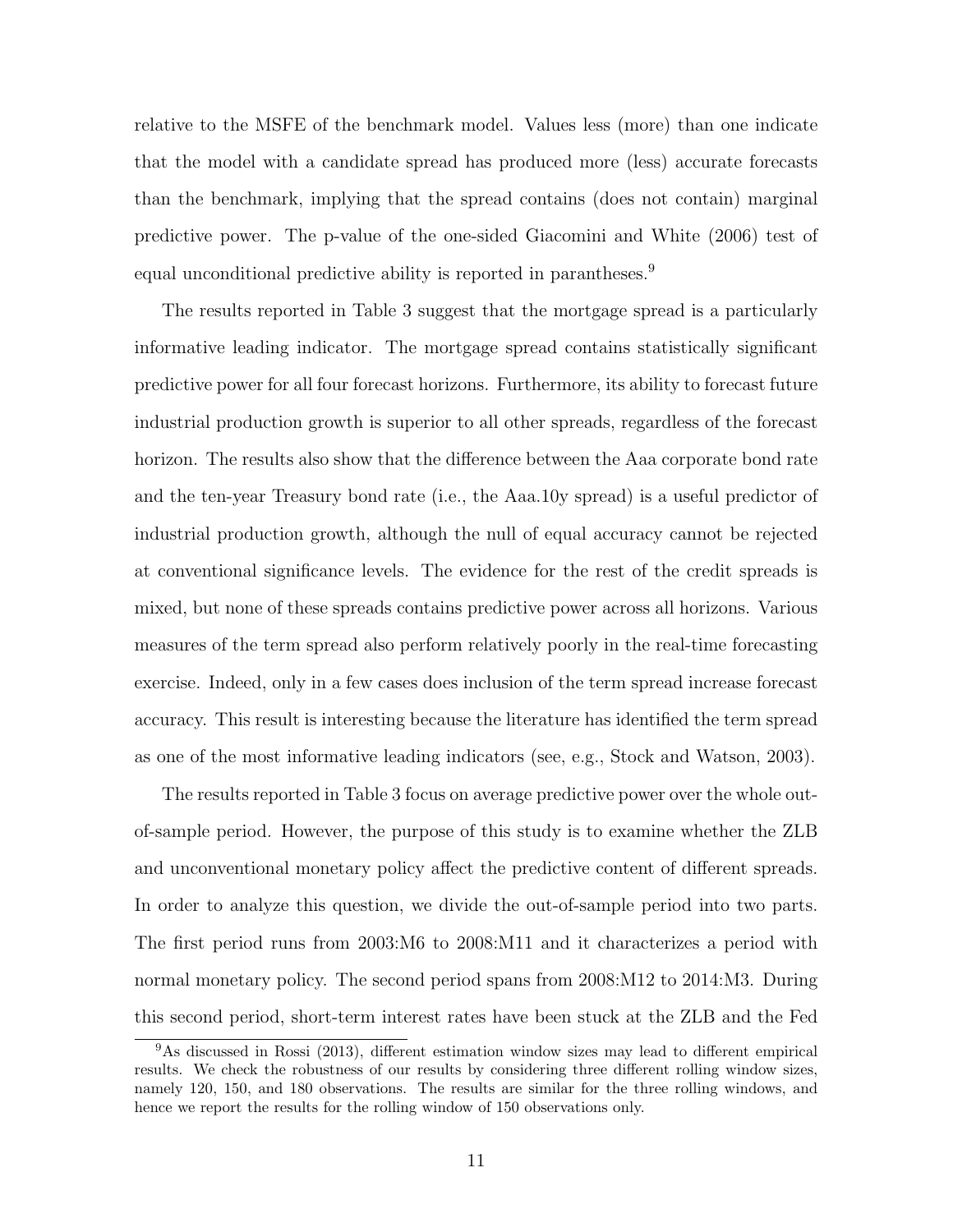relative to the MSFE of the benchmark model. Values less (more) than one indicate that the model with a candidate spread has produced more (less) accurate forecasts than the benchmark, implying that the spread contains (does not contain) marginal predictive power. The p-value of the one-sided Giacomini and White (2006) test of equal unconditional predictive ability is reported in parantheses.[9]

The results reported in Table 3 suggest that the mortgage spread is a particularly informative leading indicator. The mortgage spread contains statistically significant predictive power for all four forecast horizons. Furthermore, its ability to forecast future industrial production growth is superior to all other spreads, regardless of the forecast horizon. The results also show that the difference between the Aaa corporate bond rate and the ten-year Treasury bond rate (i.e., the Aaa.10y spread) is a useful predictor of industrial production growth, although the null of equal accuracy cannot be rejected at conventional significance levels. The evidence for the rest of the credit spreads is mixed, but none of these spreads contains predictive power across all horizons. Various measures of the term spread also perform relatively poorly in the real-time forecasting exercise. Indeed, only in a few cases does inclusion of the term spread increase forecast accuracy. This result is interesting because the literature has identified the term spread as one of the most informative leading indicators (see, e.g., Stock and Watson, 2003).

The results reported in Table 3 focus on average predictive power over the whole out-of-sample period. However, the purpose of this study is to examine whether the ZLB and unconventional monetary policy affect the predictive content of different spreads. In order to analyze this question, we divide the out-of-sample period into two parts. The first period runs from 2003:M6 to 2008:M11 and it characterizes a period with normal monetary policy. The second period spans from 2008:M12 to 2014:M3. During this second period, short-term interest rates have been stuck at the ZLB and the Fed

[9] As discussed in Rossi (2013), different estimation window sizes may lead to different empirical results. We check the robustness of our results by considering three different rolling window sizes, namely 120, 150, and 180 observations. The results are similar for the three rolling windows, and hence we report the results for the rolling window of 150 observations only.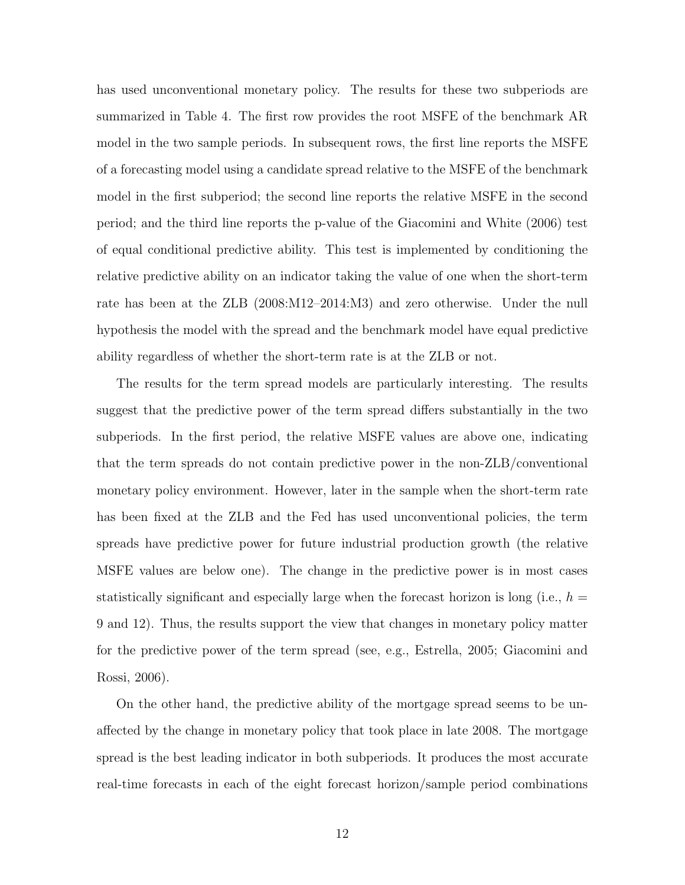has used unconventional monetary policy. The results for these two subperiods are summarized in Table 4. The first row provides the root MSFE of the benchmark AR model in the two sample periods. In subsequent rows, the first line reports the MSFE of a forecasting model using a candidate spread relative to the MSFE of the benchmark model in the first subperiod; the second line reports the relative MSFE in the second period; and the third line reports the p-value of the Giacomini and White (2006) test of equal conditional predictive ability. This test is implemented by conditioning the relative predictive ability on an indicator taking the value of one when the short-term rate has been at the ZLB (2008:M12–2014:M3) and zero otherwise. Under the null hypothesis the model with the spread and the benchmark model have equal predictive ability regardless of whether the short-term rate is at the ZLB or not.

The results for the term spread models are particularly interesting. The results suggest that the predictive power of the term spread differs substantially in the two subperiods. In the first period, the relative MSFE values are above one, indicating that the term spreads do not contain predictive power in the non-ZLB/conventional monetary policy environment. However, later in the sample when the short-term rate has been fixed at the ZLB and the Fed has used unconventional policies, the term spreads have predictive power for future industrial production growth (the relative MSFE values are below one). The change in the predictive power is in most cases statistically significant and especially large when the forecast horizon is long (i.e., $h =$ 9 and 12). Thus, the results support the view that changes in monetary policy matter for the predictive power of the term spread (see, e.g., Estrella, 2005; Giacomini and Rossi, 2006).

On the other hand, the predictive ability of the mortgage spread seems to be unaffected by the change in monetary policy that took place in late 2008. The mortgage spread is the best leading indicator in both subperiods. It produces the most accurate real-time forecasts in each of the eight forecast horizon/sample period combinations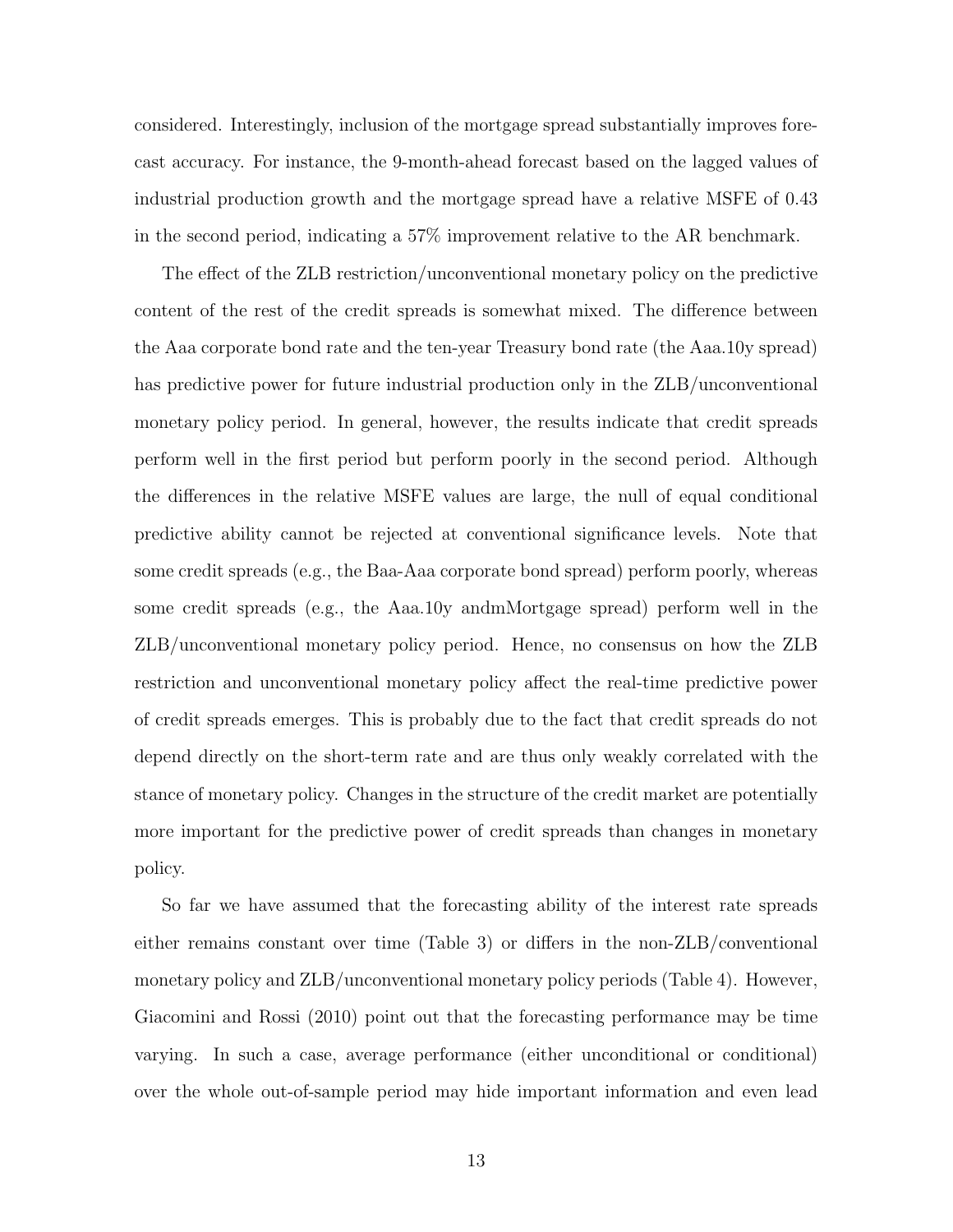considered. Interestingly, inclusion of the mortgage spread substantially improves forecast accuracy. For instance, the 9-month-ahead forecast based on the lagged values of industrial production growth and the mortgage spread have a relative MSFE of 0.43 in the second period, indicating a 57% improvement relative to the AR benchmark.

The effect of the ZLB restriction/unconventional monetary policy on the predictive content of the rest of the credit spreads is somewhat mixed. The difference between the Aaa corporate bond rate and the ten-year Treasury bond rate (the Aaa.10y spread) has predictive power for future industrial production only in the ZLB/unconventional monetary policy period. In general, however, the results indicate that credit spreads perform well in the first period but perform poorly in the second period. Although the differences in the relative MSFE values are large, the null of equal conditional predictive ability cannot be rejected at conventional significance levels. Note that some credit spreads (e.g., the Baa-Aaa corporate bond spread) perform poorly, whereas some credit spreads (e.g., the Aaa.10y andmMortgage spread) perform well in the ZLB/unconventional monetary policy period. Hence, no consensus on how the ZLB restriction and unconventional monetary policy affect the real-time predictive power of credit spreads emerges. This is probably due to the fact that credit spreads do not depend directly on the short-term rate and are thus only weakly correlated with the stance of monetary policy. Changes in the structure of the credit market are potentially more important for the predictive power of credit spreads than changes in monetary policy.

So far we have assumed that the forecasting ability of the interest rate spreads either remains constant over time (Table 3) or differs in the non-ZLB/conventional monetary policy and ZLB/unconventional monetary policy periods (Table 4). However, Giacomini and Rossi (2010) point out that the forecasting performance may be time varying. In such a case, average performance (either unconditional or conditional) over the whole out-of-sample period may hide important information and even lead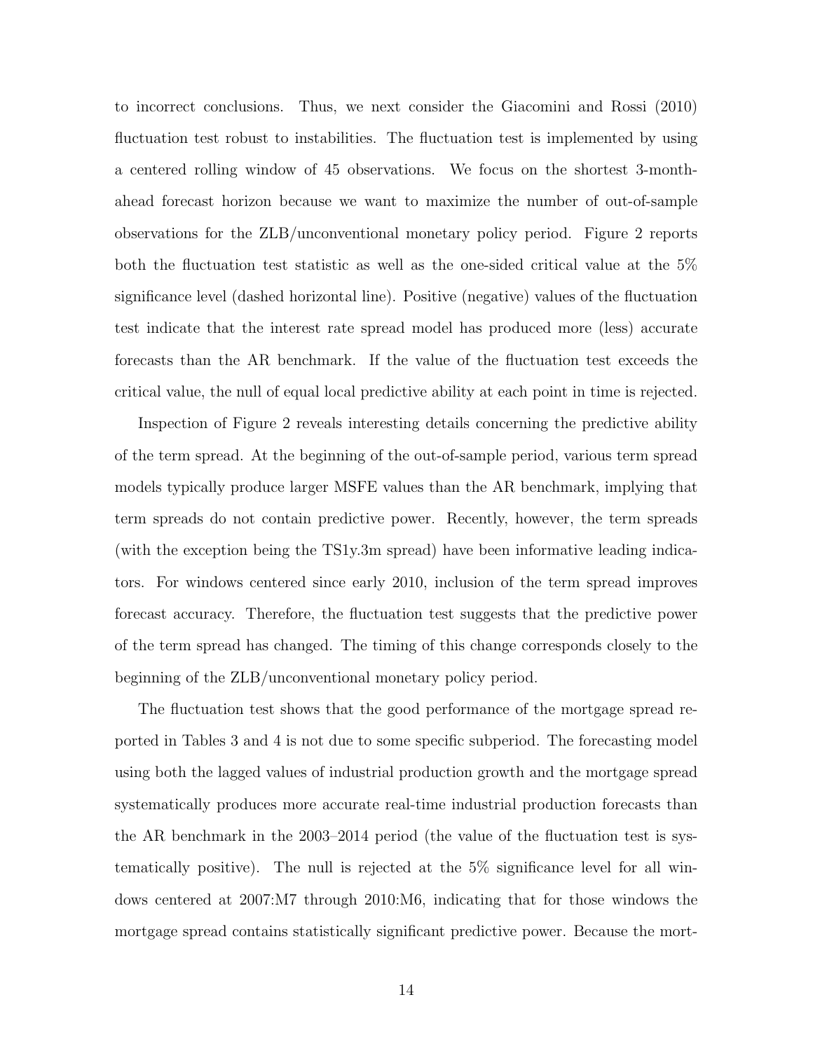to incorrect conclusions. Thus, we next consider the Giacomini and Rossi (2010) fluctuation test robust to instabilities. The fluctuation test is implemented by using a centered rolling window of 45 observations. We focus on the shortest 3-month-ahead forecast horizon because we want to maximize the number of out-of-sample observations for the ZLB/unconventional monetary policy period. Figure 2 reports both the fluctuation test statistic as well as the one-sided critical value at the 5% significance level (dashed horizontal line). Positive (negative) values of the fluctuation test indicate that the interest rate spread model has produced more (less) accurate forecasts than the AR benchmark. If the value of the fluctuation test exceeds the critical value, the null of equal local predictive ability at each point in time is rejected.

Inspection of Figure 2 reveals interesting details concerning the predictive ability of the term spread. At the beginning of the out-of-sample period, various term spread models typically produce larger MSFE values than the AR benchmark, implying that term spreads do not contain predictive power. Recently, however, the term spreads (with the exception being the TS1y.3m spread) have been informative leading indicators. For windows centered since early 2010, inclusion of the term spread improves forecast accuracy. Therefore, the fluctuation test suggests that the predictive power of the term spread has changed. The timing of this change corresponds closely to the beginning of the ZLB/unconventional monetary policy period.

The fluctuation test shows that the good performance of the mortgage spread reported in Tables 3 and 4 is not due to some specific subperiod. The forecasting model using both the lagged values of industrial production growth and the mortgage spread systematically produces more accurate real-time industrial production forecasts than the AR benchmark in the 2003–2014 period (the value of the fluctuation test is systematically positive). The null is rejected at the 5% significance level for all windows centered at 2007:M7 through 2010:M6, indicating that for those windows the mortgage spread contains statistically significant predictive power. Because the mort-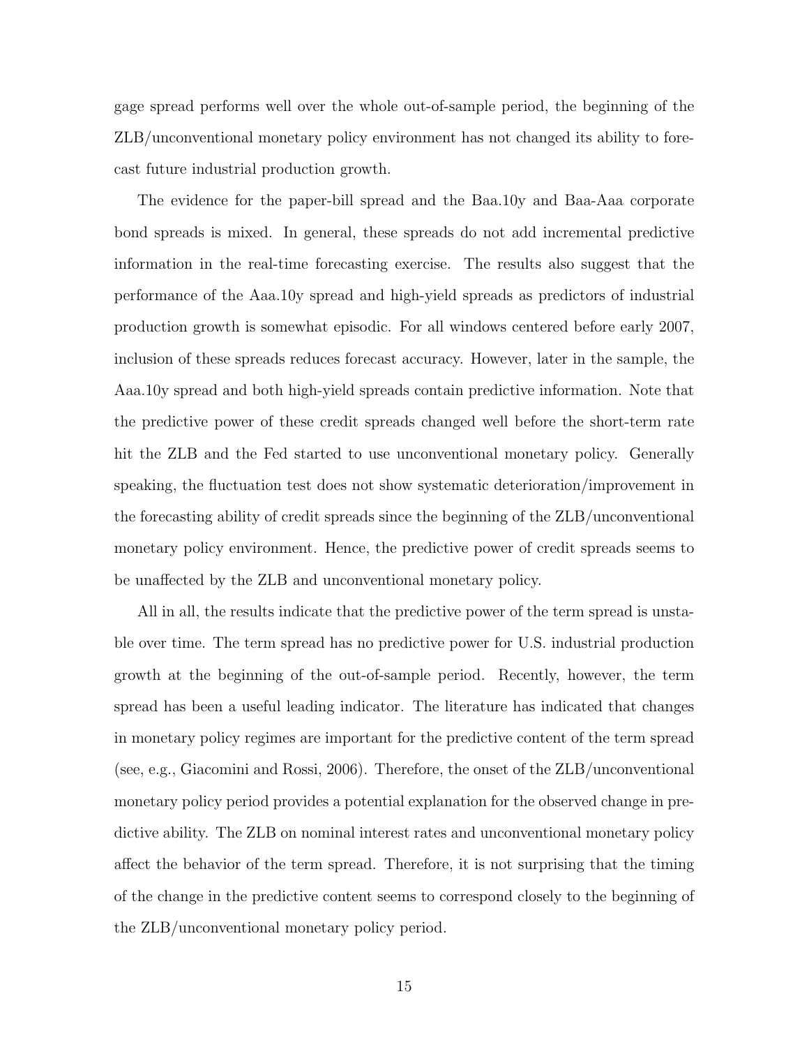gage spread performs well over the whole out-of-sample period, the beginning of the ZLB/unconventional monetary policy environment has not changed its ability to forecast future industrial production growth.

The evidence for the paper-bill spread and the Baa.10y and Baa-Aaa corporate bond spreads is mixed. In general, these spreads do not add incremental predictive information in the real-time forecasting exercise. The results also suggest that the performance of the Aaa.10y spread and high-yield spreads as predictors of industrial production growth is somewhat episodic. For all windows centered before early 2007, inclusion of these spreads reduces forecast accuracy. However, later in the sample, the Aaa.10y spread and both high-yield spreads contain predictive information. Note that the predictive power of these credit spreads changed well before the short-term rate hit the ZLB and the Fed started to use unconventional monetary policy. Generally speaking, the fluctuation test does not show systematic deterioration/improvement in the forecasting ability of credit spreads since the beginning of the ZLB/unconventional monetary policy environment. Hence, the predictive power of credit spreads seems to be unaffected by the ZLB and unconventional monetary policy.

All in all, the results indicate that the predictive power of the term spread is unstable over time. The term spread has no predictive power for U.S. industrial production growth at the beginning of the out-of-sample period. Recently, however, the term spread has been a useful leading indicator. The literature has indicated that changes in monetary policy regimes are important for the predictive content of the term spread (see, e.g., Giacomini and Rossi, 2006). Therefore, the onset of the ZLB/unconventional monetary policy period provides a potential explanation for the observed change in predictive ability. The ZLB on nominal interest rates and unconventional monetary policy affect the behavior of the term spread. Therefore, it is not surprising that the timing of the change in the predictive content seems to correspond closely to the beginning of the ZLB/unconventional monetary policy period.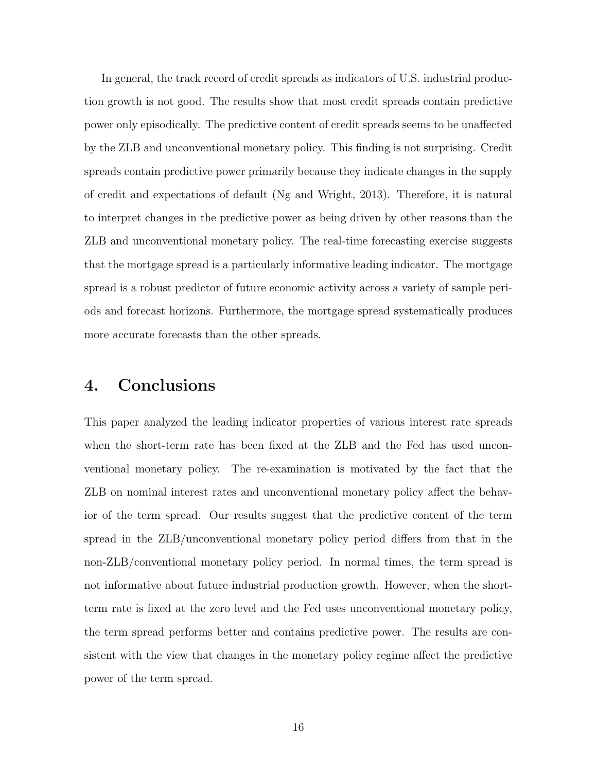In general, the track record of credit spreads as indicators of U.S. industrial production growth is not good. The results show that most credit spreads contain predictive power only episodically. The predictive content of credit spreads seems to be unaffected by the ZLB and unconventional monetary policy. This finding is not surprising. Credit spreads contain predictive power primarily because they indicate changes in the supply of credit and expectations of default (Ng and Wright, 2013). Therefore, it is natural to interpret changes in the predictive power as being driven by other reasons than the ZLB and unconventional monetary policy. The real-time forecasting exercise suggests that the mortgage spread is a particularly informative leading indicator. The mortgage spread is a robust predictor of future economic activity across a variety of sample periods and forecast horizons. Furthermore, the mortgage spread systematically produces more accurate forecasts than the other spreads.

## 4. Conclusions

This paper analyzed the leading indicator properties of various interest rate spreads when the short-term rate has been fixed at the ZLB and the Fed has used unconventional monetary policy. The re-examination is motivated by the fact that the ZLB on nominal interest rates and unconventional monetary policy affect the behavior of the term spread. Our results suggest that the predictive content of the term spread in the ZLB/unconventional monetary policy period differs from that in the non-ZLB/conventional monetary policy period. In normal times, the term spread is not informative about future industrial production growth. However, when the short-term rate is fixed at the zero level and the Fed uses unconventional monetary policy, the term spread performs better and contains predictive power. The results are consistent with the view that changes in the monetary policy regime affect the predictive power of the term spread.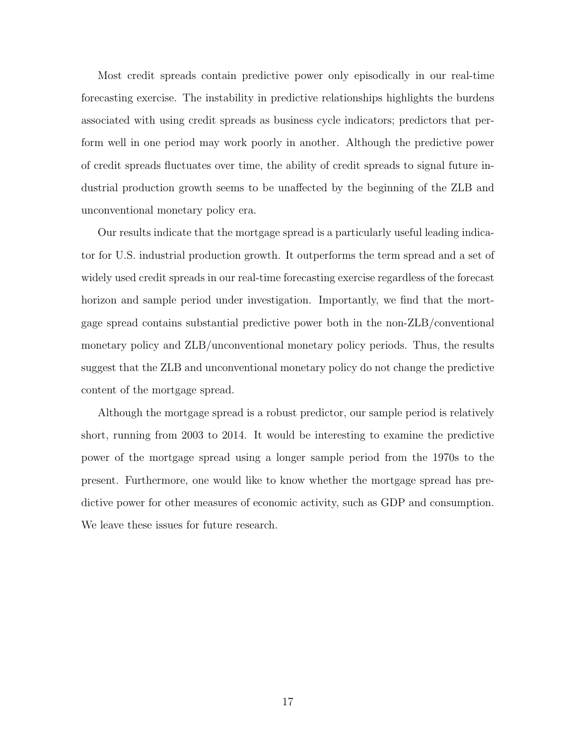Most credit spreads contain predictive power only episodically in our real-time forecasting exercise. The instability in predictive relationships highlights the burdens associated with using credit spreads as business cycle indicators; predictors that perform well in one period may work poorly in another. Although the predictive power of credit spreads fluctuates over time, the ability of credit spreads to signal future industrial production growth seems to be unaffected by the beginning of the ZLB and unconventional monetary policy era.

Our results indicate that the mortgage spread is a particularly useful leading indicator for U.S. industrial production growth. It outperforms the term spread and a set of widely used credit spreads in our real-time forecasting exercise regardless of the forecast horizon and sample period under investigation. Importantly, we find that the mortgage spread contains substantial predictive power both in the non-ZLB/conventional monetary policy and ZLB/unconventional monetary policy periods. Thus, the results suggest that the ZLB and unconventional monetary policy do not change the predictive content of the mortgage spread.

Although the mortgage spread is a robust predictor, our sample period is relatively short, running from 2003 to 2014. It would be interesting to examine the predictive power of the mortgage spread using a longer sample period from the 1970s to the present. Furthermore, one would like to know whether the mortgage spread has predictive power for other measures of economic activity, such as GDP and consumption. We leave these issues for future research.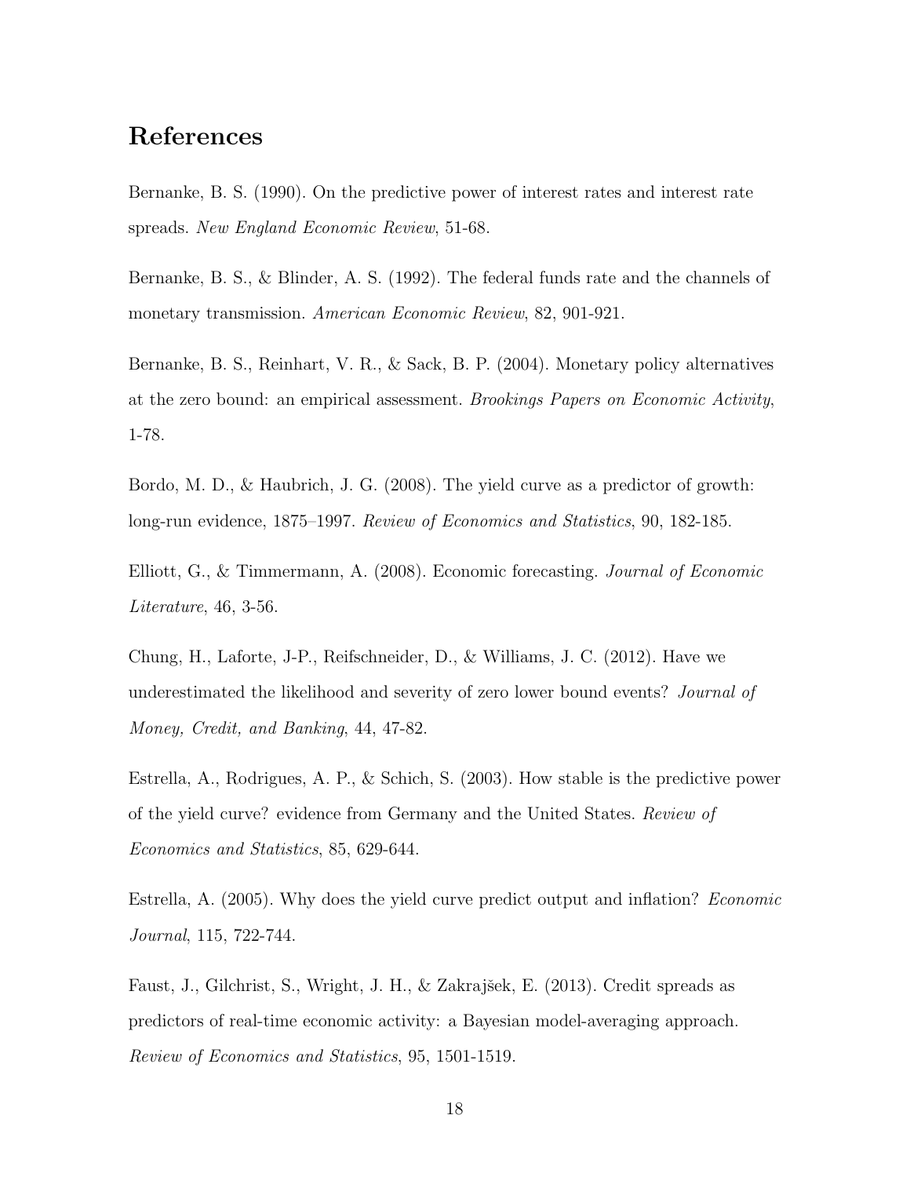## References

Bernanke, B. S. (1990). On the predictive power of interest rates and interest rate spreads. *New England Economic Review*, 51-68.

Bernanke, B. S., & Blinder, A. S. (1992). The federal funds rate and the channels of monetary transmission. *American Economic Review*, 82, 901-921.

Bernanke, B. S., Reinhart, V. R., & Sack, B. P. (2004). Monetary policy alternatives at the zero bound: an empirical assessment. *Brookings Papers on Economic Activity*, 1-78.

Bordo, M. D., & Haubrich, J. G. (2008). The yield curve as a predictor of growth: long-run evidence, 1875–1997. *Review of Economics and Statistics*, 90, 182-185.

Elliott, G., & Timmermann, A. (2008). Economic forecasting. *Journal of Economic Literature*, 46, 3-56.

Chung, H., Laforte, J-P., Reifschneider, D., & Williams, J. C. (2012). Have we underestimated the likelihood and severity of zero lower bound events? *Journal of Money, Credit, and Banking*, 44, 47-82.

Estrella, A., Rodrigues, A. P., & Schich, S. (2003). How stable is the predictive power of the yield curve? evidence from Germany and the United States. *Review of Economics and Statistics*, 85, 629-644.

Estrella, A. (2005). Why does the yield curve predict output and inflation? *Economic Journal*, 115, 722-744.

Faust, J., Gilchrist, S., Wright, J. H., & Zakrajšek, E. (2013). Credit spreads as predictors of real-time economic activity: a Bayesian model-averaging approach. *Review of Economics and Statistics*, 95, 1501-1519.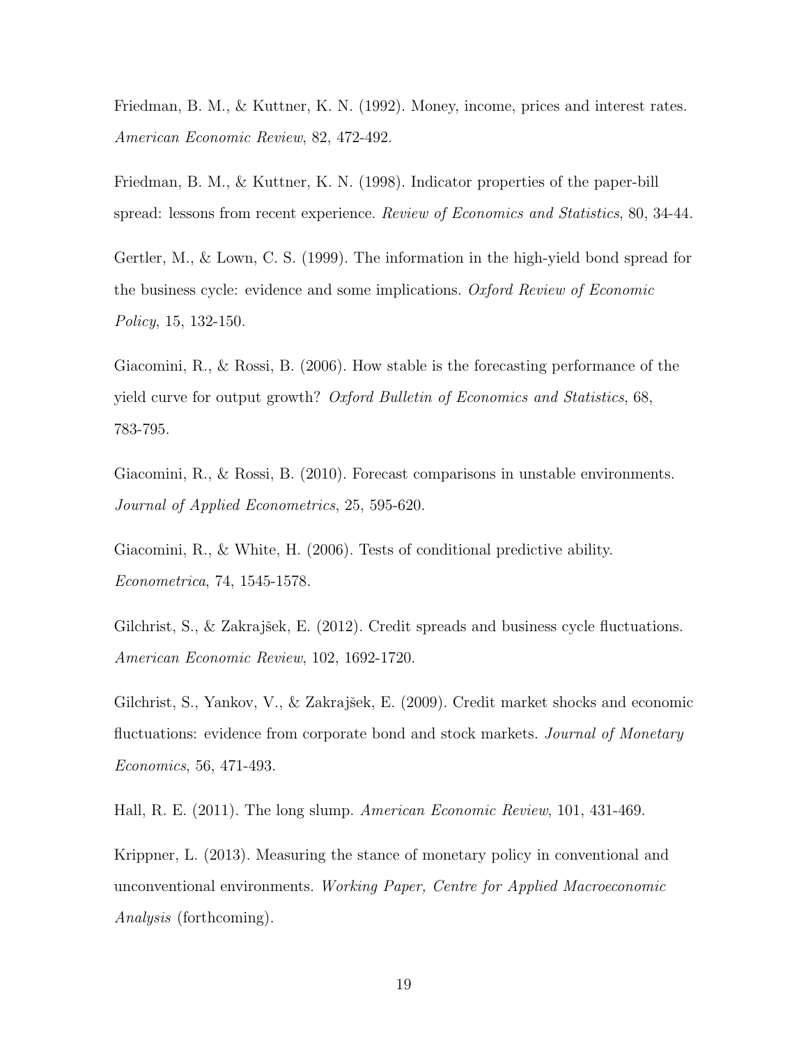Friedman, B. M., & Kuttner, K. N. (1992). Money, income, prices and interest rates. *American Economic Review*, 82, 472-492.

Friedman, B. M., & Kuttner, K. N. (1998). Indicator properties of the paper-bill spread: lessons from recent experience. *Review of Economics and Statistics*, 80, 34-44.

Gertler, M., & Lown, C. S. (1999). The information in the high-yield bond spread for the business cycle: evidence and some implications. *Oxford Review of Economic Policy*, 15, 132-150.

Giacomini, R., & Rossi, B. (2006). How stable is the forecasting performance of the yield curve for output growth? *Oxford Bulletin of Economics and Statistics*, 68, 783-795.

Giacomini, R., & Rossi, B. (2010). Forecast comparisons in unstable environments. *Journal of Applied Econometrics*, 25, 595-620.

Giacomini, R., & White, H. (2006). Tests of conditional predictive ability. *Econometrica*, 74, 1545-1578.

Gilchrist, S., & Zakrajšek, E. (2012). Credit spreads and business cycle fluctuations. *American Economic Review*, 102, 1692-1720.

Gilchrist, S., Yankov, V., & Zakrajšek, E. (2009). Credit market shocks and economic fluctuations: evidence from corporate bond and stock markets. *Journal of Monetary Economics*, 56, 471-493.

Hall, R. E. (2011). The long slump. *American Economic Review*, 101, 431-469.

Krippner, L. (2013). Measuring the stance of monetary policy in conventional and unconventional environments. *Working Paper, Centre for Applied Macroeconomic Analysis* (forthcoming).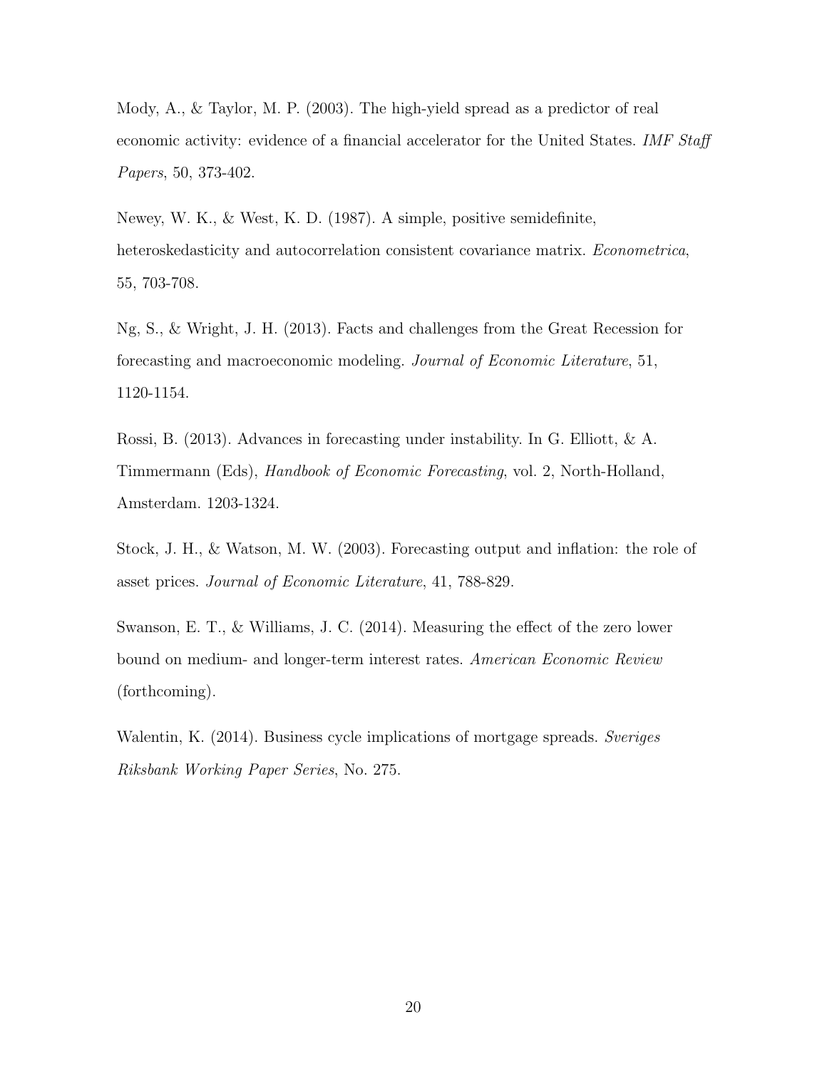Mody, A., & Taylor, M. P. (2003). The high-yield spread as a predictor of real economic activity: evidence of a financial accelerator for the United States. *IMF Staff Papers*, 50, 373-402.

Newey, W. K., & West, K. D. (1987). A simple, positive semidefinite, heteroskedasticity and autocorrelation consistent covariance matrix. *Econometrica*, 55, 703-708.

Ng, S., & Wright, J. H. (2013). Facts and challenges from the Great Recession for forecasting and macroeconomic modeling. *Journal of Economic Literature*, 51, 1120-1154.

Rossi, B. (2013). Advances in forecasting under instability. In G. Elliott, & A. Timmermann (Eds), *Handbook of Economic Forecasting*, vol. 2, North-Holland, Amsterdam. 1203-1324.

Stock, J. H., & Watson, M. W. (2003). Forecasting output and inflation: the role of asset prices. *Journal of Economic Literature*, 41, 788-829.

Swanson, E. T., & Williams, J. C. (2014). Measuring the effect of the zero lower bound on medium- and longer-term interest rates. *American Economic Review* (forthcoming).

Walentin, K. (2014). Business cycle implications of mortgage spreads. *Sveriges Riksbank Working Paper Series*, No. 275.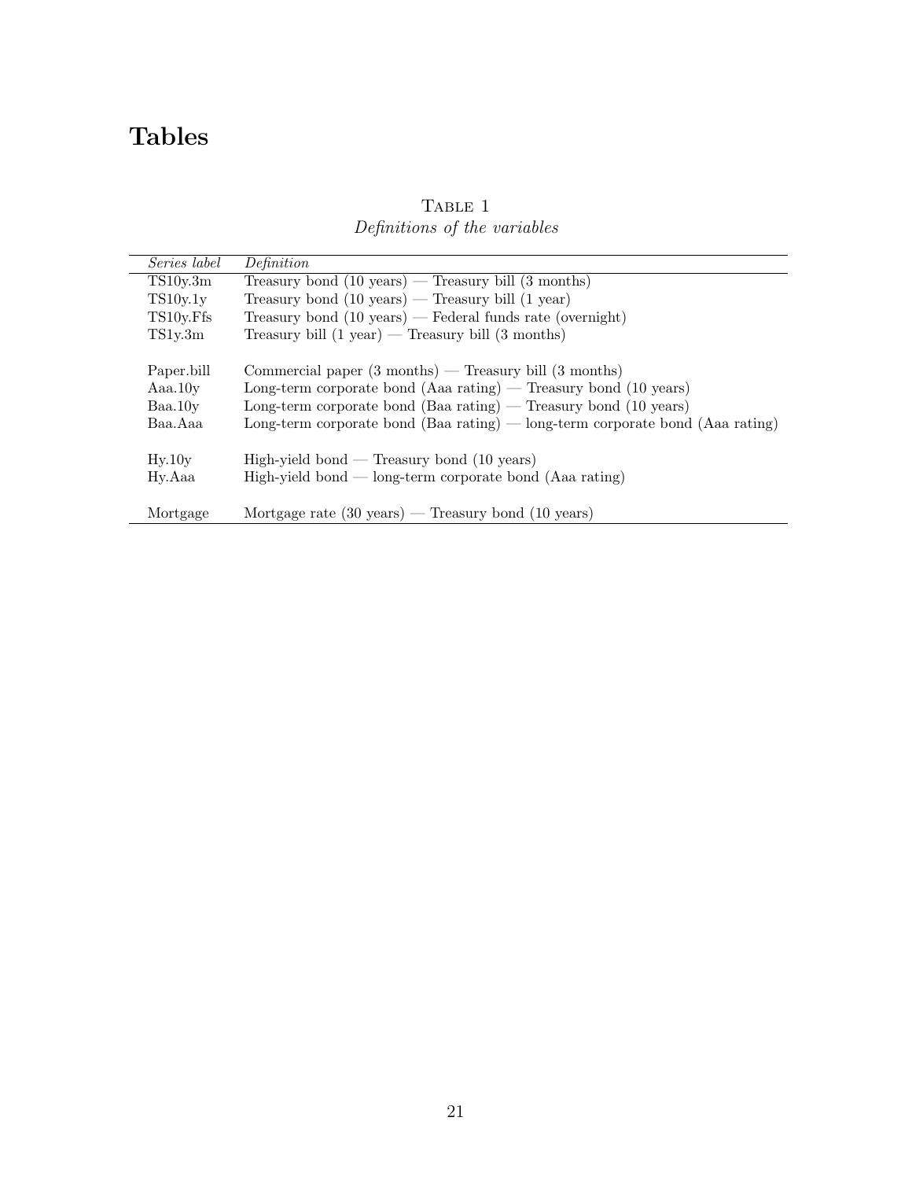# Tables

Table 1

*Definitions of the variables*

| *Series label* | *Definition* |
|---|---|
| TS10y.3m | Treasury bond (10 years) — Treasury bill (3 months) |
| TS10y.1y | Treasury bond (10 years) — Treasury bill (1 year) |
| TS10y.Ffs | Treasury bond (10 years) — Federal funds rate (overnight) |
| TS1y.3m | Treasury bill (1 year) — Treasury bill (3 months) |
| | |
| Paper.bill | Commercial paper (3 months) — Treasury bill (3 months) |
| Aaa.10y | Long-term corporate bond (Aaa rating) — Treasury bond (10 years) |
| Baa.10y | Long-term corporate bond (Baa rating) — Treasury bond (10 years) |
| Baa.Aaa | Long-term corporate bond (Baa rating) — long-term corporate bond (Aaa rating) |
| | |
| Hy.10y | High-yield bond — Treasury bond (10 years) |
| Hy.Aaa | High-yield bond — long-term corporate bond (Aaa rating) |
| | |
| Mortgage | Mortgage rate (30 years) — Treasury bond (10 years) |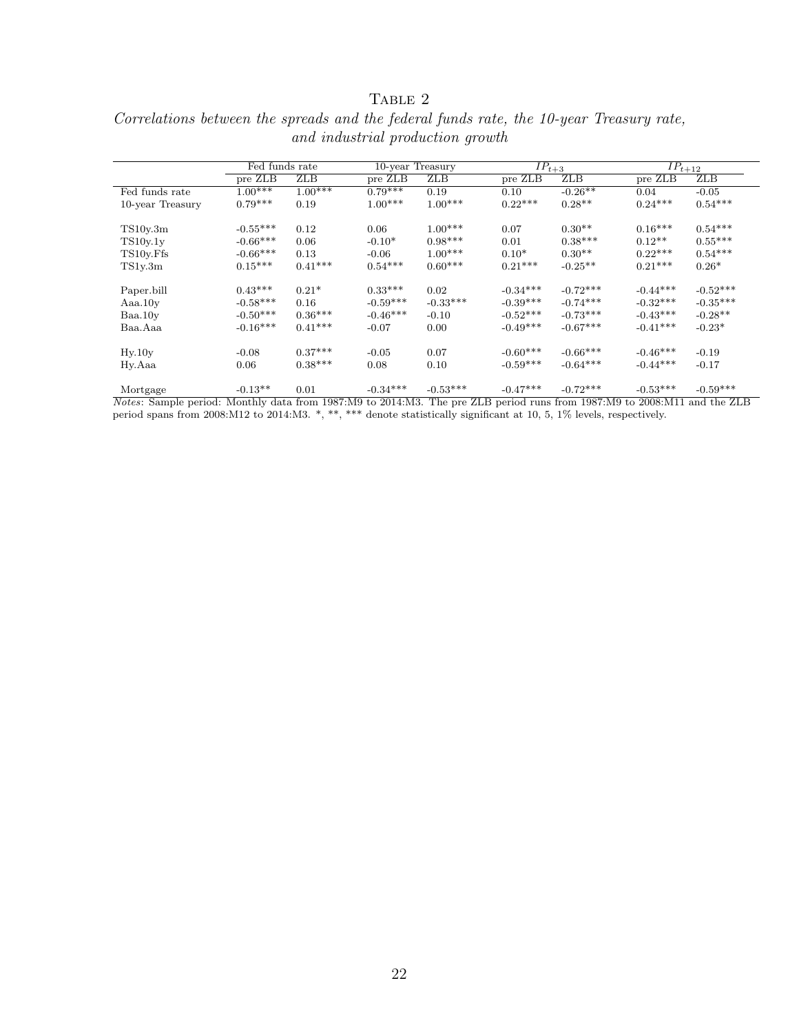Table 2

*Correlations between the spreads and the federal funds rate, the 10-year Treasury rate, and industrial production growth*

| | Fed funds rate | | 10-year Treasury | | $IP_{t+3}$ | | $IP_{t+12}$ | |
|---|---|---|---|---|---|---|---|---|
| | pre ZLB | ZLB | pre ZLB | ZLB | pre ZLB | ZLB | pre ZLB | ZLB |
| Fed funds rate | 1.00*** | 1.00*** | 0.79*** | 0.19 | 0.10 | -0.26** | 0.04 | -0.05 |
| 10-year Treasury | 0.79*** | 0.19 | 1.00*** | 1.00*** | 0.22*** | 0.28** | 0.24*** | 0.54*** |
| TS10y.3m | -0.55*** | 0.12 | 0.06 | 1.00*** | 0.07 | 0.30** | 0.16*** | 0.54*** |
| TS10y.1y | -0.66*** | 0.06 | -0.10* | 0.98*** | 0.01 | 0.38*** | 0.12** | 0.55*** |
| TS10y.Ffs | -0.66*** | 0.13 | -0.06 | 1.00*** | 0.10* | 0.30** | 0.22*** | 0.54*** |
| TS1y.3m | 0.15*** | 0.41*** | 0.54*** | 0.60*** | 0.21*** | -0.25** | 0.21*** | 0.26* |
| Paper.bill | 0.43*** | 0.21* | 0.33*** | 0.02 | -0.34*** | -0.72*** | -0.44*** | -0.52*** |
| Aaa.10y | -0.58*** | 0.16 | -0.59*** | -0.33*** | -0.39*** | -0.74*** | -0.32*** | -0.35*** |
| Baa.10y | -0.50*** | 0.36*** | -0.46*** | -0.10 | -0.52*** | -0.73*** | -0.43*** | -0.28** |
| Baa.Aaa | -0.16*** | 0.41*** | -0.07 | 0.00 | -0.49*** | -0.67*** | -0.41*** | -0.23* |
| Hy.10y | -0.08 | 0.37*** | -0.05 | 0.07 | -0.60*** | -0.66*** | -0.46*** | -0.19 |
| Hy.Aaa | 0.06 | 0.38*** | 0.08 | 0.10 | -0.59*** | -0.64*** | -0.44*** | -0.17 |
| Mortgage | -0.13** | 0.01 | -0.34*** | -0.53*** | -0.47*** | -0.72*** | -0.53*** | -0.59*** |

*Notes*: Sample period: Monthly data from 1987:M9 to 2014:M3. The pre ZLB period runs from 1987:M9 to 2008:M11 and the ZLB period spans from 2008:M12 to 2014:M3. *, **, *** denote statistically significant at 10, 5, 1% levels, respectively.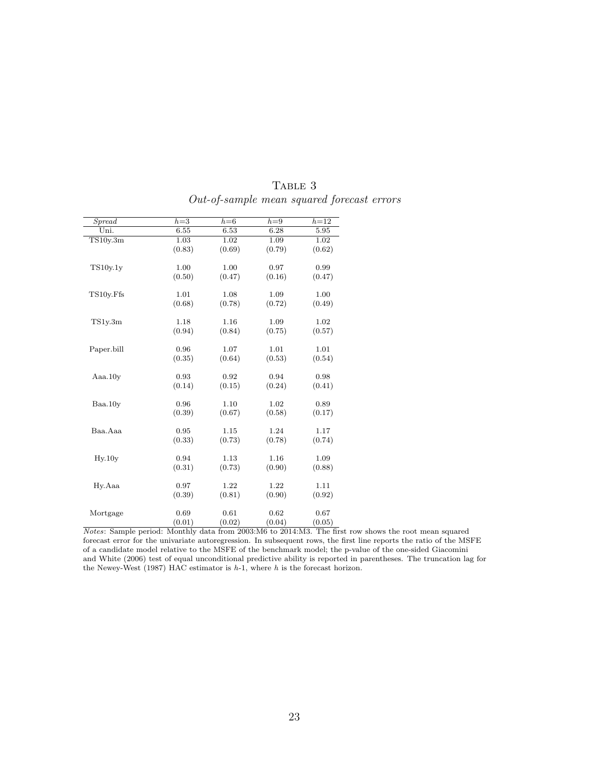# Table 3

*Out-of-sample mean squared forecast errors*

| *Spread* | $h$=3 | $h$=6 | $h$=9 | $h$=12 |
|---|---|---|---|---|
| Uni. | 6.55 | 6.53 | 6.28 | 5.95 |
| TS10y.3m | 1.03 | 1.02 | 1.09 | 1.02 |
| | (0.83) | (0.69) | (0.79) | (0.62) |
| TS10y.1y | 1.00 | 1.00 | 0.97 | 0.99 |
| | (0.50) | (0.47) | (0.16) | (0.47) |
| TS10y.Ffs | 1.01 | 1.08 | 1.09 | 1.00 |
| | (0.68) | (0.78) | (0.72) | (0.49) |
| TS1y.3m | 1.18 | 1.16 | 1.09 | 1.02 |
| | (0.94) | (0.84) | (0.75) | (0.57) |
| Paper.bill | 0.96 | 1.07 | 1.01 | 1.01 |
| | (0.35) | (0.64) | (0.53) | (0.54) |
| Aaa.10y | 0.93 | 0.92 | 0.94 | 0.98 |
| | (0.14) | (0.15) | (0.24) | (0.41) |
| Baa.10y | 0.96 | 1.10 | 1.02 | 0.89 |
| | (0.39) | (0.67) | (0.58) | (0.17) |
| Baa.Aaa | 0.95 | 1.15 | 1.24 | 1.17 |
| | (0.33) | (0.73) | (0.78) | (0.74) |
| Hy.10y | 0.94 | 1.13 | 1.16 | 1.09 |
| | (0.31) | (0.73) | (0.90) | (0.88) |
| Hy.Aaa | 0.97 | 1.22 | 1.22 | 1.11 |
| | (0.39) | (0.81) | (0.90) | (0.92) |
| Mortgage | 0.69 | 0.61 | 0.62 | 0.67 |
| | (0.01) | (0.02) | (0.04) | (0.05) |

*Notes*: Sample period: Monthly data from 2003:M6 to 2014:M3. The first row shows the root mean squared forecast error for the univariate autoregression. In subsequent rows, the first line reports the ratio of the MSFE of a candidate model relative to the MSFE of the benchmark model; the p-value of the one-sided Giacomini and White (2006) test of equal unconditional predictive ability is reported in parentheses. The truncation lag for the Newey-West (1987) HAC estimator is $h$-1, where $h$ is the forecast horizon.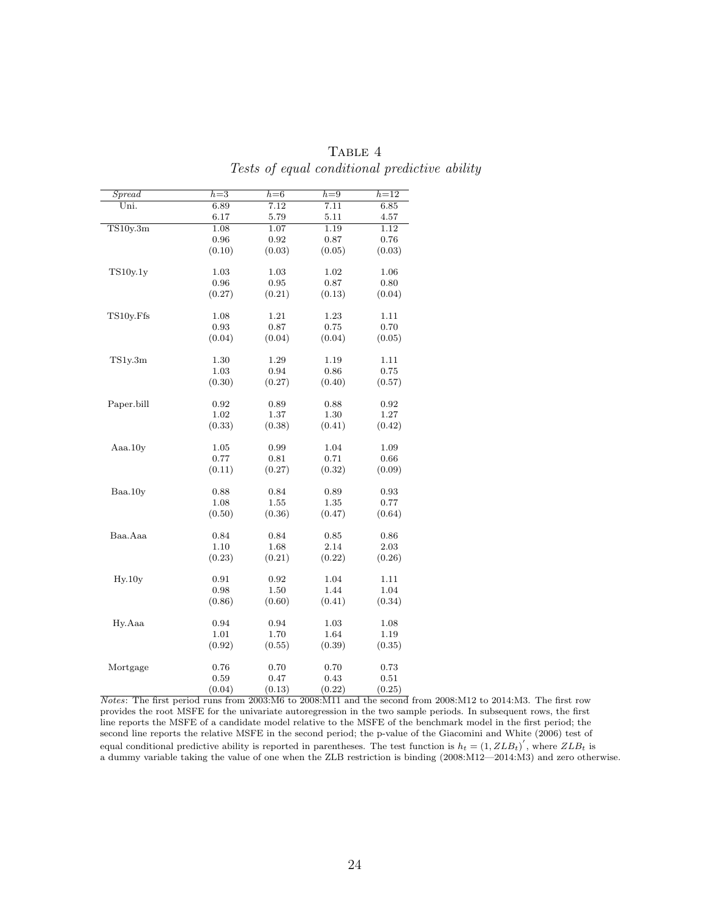Table 4

*Tests of equal conditional predictive ability*

| *Spread* | $h$=3 | $h$=6 | $h$=9 | $h$=12 |
|---|---|---|---|---|
| Uni. | 6.89 | 7.12 | 7.11 | 6.85 |
| | 6.17 | 5.79 | 5.11 | 4.57 |
| TS10y.3m | 1.08 | 1.07 | 1.19 | 1.12 |
| | 0.96 | 0.92 | 0.87 | 0.76 |
| | (0.10) | (0.03) | (0.05) | (0.03) |
| TS10y.1y | 1.03 | 1.03 | 1.02 | 1.06 |
| | 0.96 | 0.95 | 0.87 | 0.80 |
| | (0.27) | (0.21) | (0.13) | (0.04) |
| TS10y.Ffs | 1.08 | 1.21 | 1.23 | 1.11 |
| | 0.93 | 0.87 | 0.75 | 0.70 |
| | (0.04) | (0.04) | (0.04) | (0.05) |
| TS1y.3m | 1.30 | 1.29 | 1.19 | 1.11 |
| | 1.03 | 0.94 | 0.86 | 0.75 |
| | (0.30) | (0.27) | (0.40) | (0.57) |
| Paper.bill | 0.92 | 0.89 | 0.88 | 0.92 |
| | 1.02 | 1.37 | 1.30 | 1.27 |
| | (0.33) | (0.38) | (0.41) | (0.42) |
| Aaa.10y | 1.05 | 0.99 | 1.04 | 1.09 |
| | 0.77 | 0.81 | 0.71 | 0.66 |
| | (0.11) | (0.27) | (0.32) | (0.09) |
| Baa.10y | 0.88 | 0.84 | 0.89 | 0.93 |
| | 1.08 | 1.55 | 1.35 | 0.77 |
| | (0.50) | (0.36) | (0.47) | (0.64) |
| Baa.Aaa | 0.84 | 0.84 | 0.85 | 0.86 |
| | 1.10 | 1.68 | 2.14 | 2.03 |
| | (0.23) | (0.21) | (0.22) | (0.26) |
| Hy.10y | 0.91 | 0.92 | 1.04 | 1.11 |
| | 0.98 | 1.50 | 1.44 | 1.04 |
| | (0.86) | (0.60) | (0.41) | (0.34) |
| Hy.Aaa | 0.94 | 0.94 | 1.03 | 1.08 |
| | 1.01 | 1.70 | 1.64 | 1.19 |
| | (0.92) | (0.55) | (0.39) | (0.35) |
| Mortgage | 0.76 | 0.70 | 0.70 | 0.73 |
| | 0.59 | 0.47 | 0.43 | 0.51 |
| | (0.04) | (0.13) | (0.22) | (0.25) |

*Notes*: The first period runs from 2003:M6 to 2008:M11 and the second from 2008:M12 to 2014:M3. The first row provides the root MSFE for the univariate autoregression in the two sample periods. In subsequent rows, the first line reports the MSFE of a candidate model relative to the MSFE of the benchmark model in the first period; the second line reports the relative MSFE in the second period; the p-value of the Giacomini and White (2006) test of equal conditional predictive ability is reported in parentheses. The test function is $h_t = (1, ZLB_t)'$, where $ZLB_t$ is a dummy variable taking the value of one when the ZLB restriction is binding (2008:M12—2014:M3) and zero otherwise.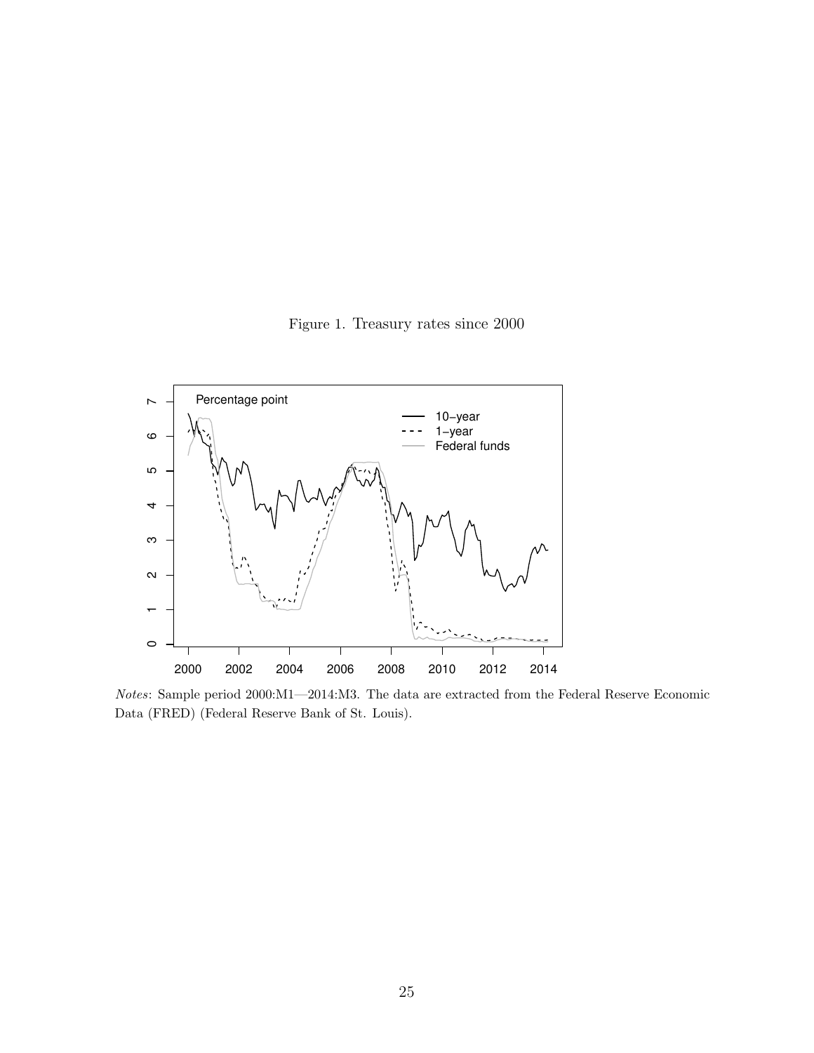Figure 1. Treasury rates since 2000

*Notes*: Sample period 2000:M1—2014:M3. The data are extracted from the Federal Reserve Economic Data (FRED) (Federal Reserve Bank of St. Louis).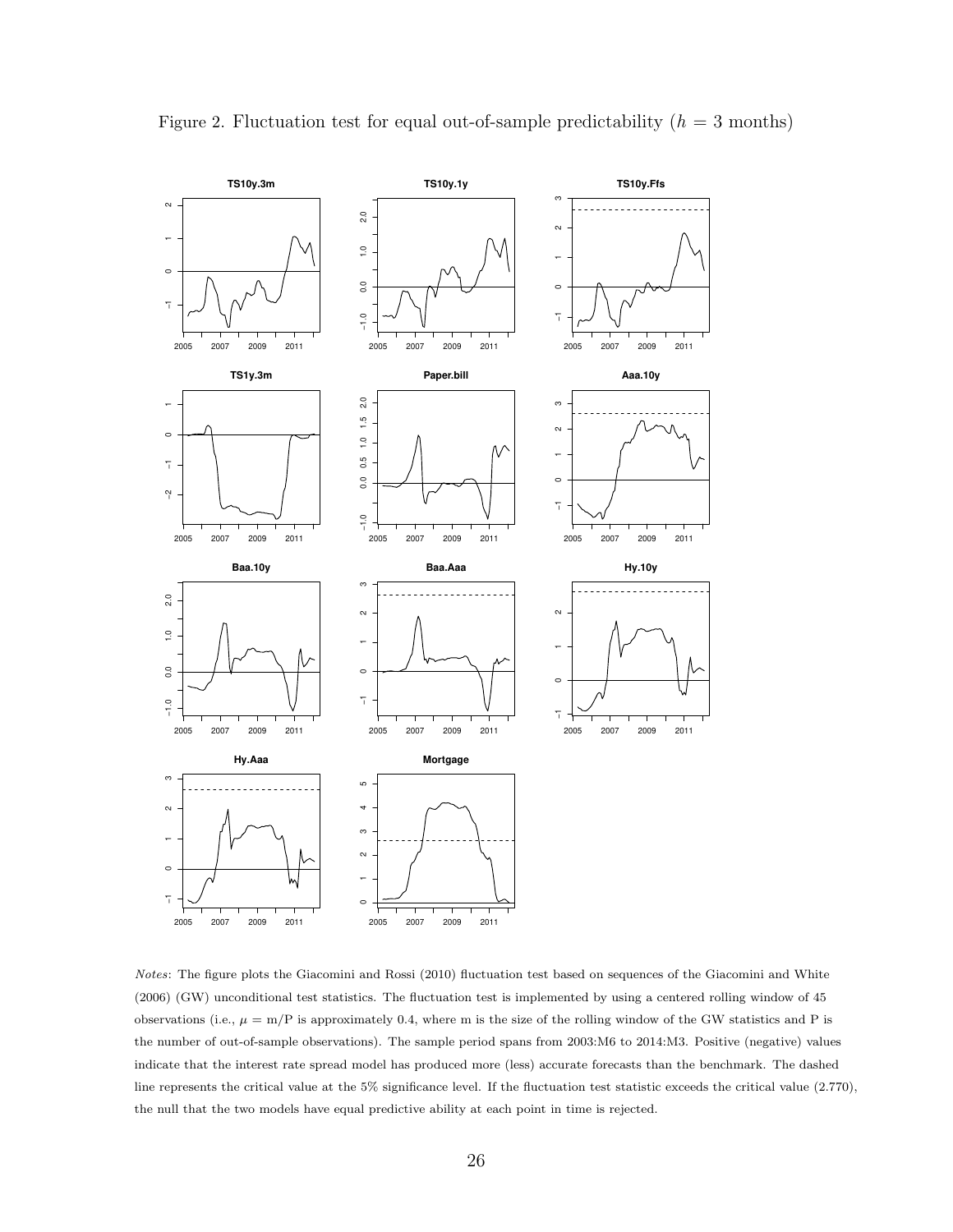Figure 2. Fluctuation test for equal out-of-sample predictability ($h$ = 3 months)

TS10y.3m

TS10y.1y

TS10y.Ffs

TS1y.3m

Paper.bill

Aaa.10y

Baa.10y

Baa.Aaa

Hy.10y

Hy.Aaa

Mortgage

*Notes*: The figure plots the Giacomini and Rossi (2010) fluctuation test based on sequences of the Giacomini and White (2006) (GW) unconditional test statistics. The fluctuation test is implemented by using a centered rolling window of 45 observations (i.e., $\mu$ = m/P is approximately 0.4, where m is the size of the rolling window of the GW statistics and P is the number of out-of-sample observations). The sample period spans from 2003:M6 to 2014:M3. Positive (negative) values indicate that the interest rate spread model has produced more (less) accurate forecasts than the benchmark. The dashed line represents the critical value at the 5% significance level. If the fluctuation test statistic exceeds the critical value (2.770), the null that the two models have equal predictive ability at each point in time is rejected.